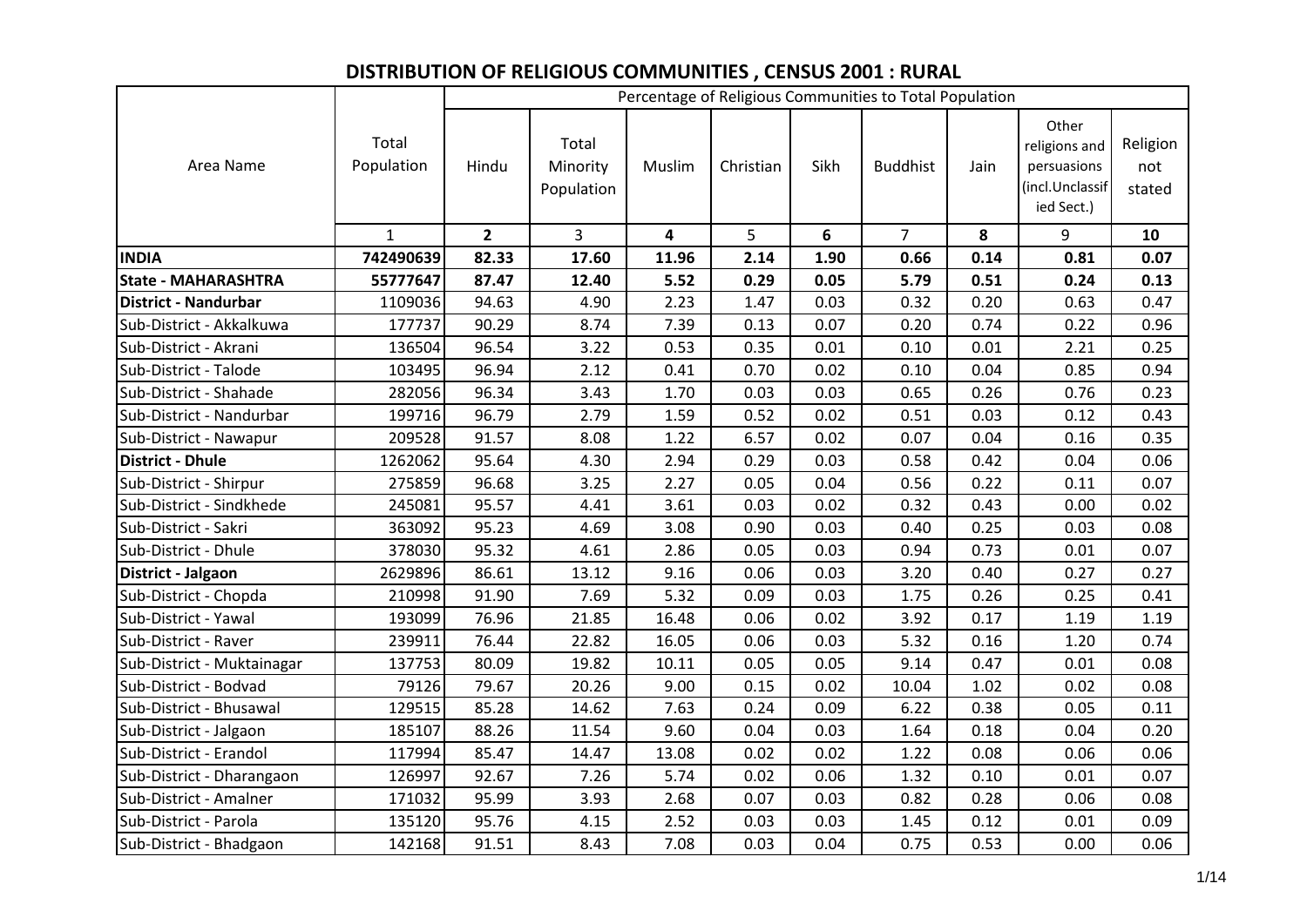# DISTRIBUTION OF RELIGIOUS COMMUNITIES , CENSUS 2001 : RURAL

| Area Name | Total Population | Percentage of Religious Communities to Total Population | | | | | | | | |
|---|---|---|---|---|---|---|---|---|---|---|
| | | Hindu | Total Minority Population | Muslim | Christian | Sikh | Buddhist | Jain | Other religions and persuasions (incl.Unclassified Sect.) | Religion not stated |
| | 1 | **2** | 3 | **4** | 5 | **6** | 7 | **8** | 9 | **10** |
| **INDIA** | **742490639** | **82.33** | **17.60** | **11.96** | **2.14** | **1.90** | **0.66** | **0.14** | **0.81** | **0.07** |
| **State - MAHARASHTRA** | **55777647** | **87.47** | **12.40** | **5.52** | **0.29** | **0.05** | **5.79** | **0.51** | **0.24** | **0.13** |
| **District - Nandurbar** | 1109036 | 94.63 | 4.90 | 2.23 | 1.47 | 0.03 | 0.32 | 0.20 | 0.63 | 0.47 |
| Sub-District - Akkalkuwa | 177737 | 90.29 | 8.74 | 7.39 | 0.13 | 0.07 | 0.20 | 0.74 | 0.22 | 0.96 |
| Sub-District - Akrani | 136504 | 96.54 | 3.22 | 0.53 | 0.35 | 0.01 | 0.10 | 0.01 | 2.21 | 0.25 |
| Sub-District - Talode | 103495 | 96.94 | 2.12 | 0.41 | 0.70 | 0.02 | 0.10 | 0.04 | 0.85 | 0.94 |
| Sub-District - Shahade | 282056 | 96.34 | 3.43 | 1.70 | 0.03 | 0.03 | 0.65 | 0.26 | 0.76 | 0.23 |
| Sub-District - Nandurbar | 199716 | 96.79 | 2.79 | 1.59 | 0.52 | 0.02 | 0.51 | 0.03 | 0.12 | 0.43 |
| Sub-District - Nawapur | 209528 | 91.57 | 8.08 | 1.22 | 6.57 | 0.02 | 0.07 | 0.04 | 0.16 | 0.35 |
| **District - Dhule** | 1262062 | 95.64 | 4.30 | 2.94 | 0.29 | 0.03 | 0.58 | 0.42 | 0.04 | 0.06 |
| Sub-District - Shirpur | 275859 | 96.68 | 3.25 | 2.27 | 0.05 | 0.04 | 0.56 | 0.22 | 0.11 | 0.07 |
| Sub-District - Sindkhede | 245081 | 95.57 | 4.41 | 3.61 | 0.03 | 0.02 | 0.32 | 0.43 | 0.00 | 0.02 |
| Sub-District - Sakri | 363092 | 95.23 | 4.69 | 3.08 | 0.90 | 0.03 | 0.40 | 0.25 | 0.03 | 0.08 |
| Sub-District - Dhule | 378030 | 95.32 | 4.61 | 2.86 | 0.05 | 0.03 | 0.94 | 0.73 | 0.01 | 0.07 |
| **District - Jalgaon** | 2629896 | 86.61 | 13.12 | 9.16 | 0.06 | 0.03 | 3.20 | 0.40 | 0.27 | 0.27 |
| Sub-District - Chopda | 210998 | 91.90 | 7.69 | 5.32 | 0.09 | 0.03 | 1.75 | 0.26 | 0.25 | 0.41 |
| Sub-District - Yawal | 193099 | 76.96 | 21.85 | 16.48 | 0.06 | 0.02 | 3.92 | 0.17 | 1.19 | 1.19 |
| Sub-District - Raver | 239911 | 76.44 | 22.82 | 16.05 | 0.06 | 0.03 | 5.32 | 0.16 | 1.20 | 0.74 |
| Sub-District - Muktainagar | 137753 | 80.09 | 19.82 | 10.11 | 0.05 | 0.05 | 9.14 | 0.47 | 0.01 | 0.08 |
| Sub-District - Bodvad | 79126 | 79.67 | 20.26 | 9.00 | 0.15 | 0.02 | 10.04 | 1.02 | 0.02 | 0.08 |
| Sub-District - Bhusawal | 129515 | 85.28 | 14.62 | 7.63 | 0.24 | 0.09 | 6.22 | 0.38 | 0.05 | 0.11 |
| Sub-District - Jalgaon | 185107 | 88.26 | 11.54 | 9.60 | 0.04 | 0.03 | 1.64 | 0.18 | 0.04 | 0.20 |
| Sub-District - Erandol | 117994 | 85.47 | 14.47 | 13.08 | 0.02 | 0.02 | 1.22 | 0.08 | 0.06 | 0.06 |
| Sub-District - Dharangaon | 126997 | 92.67 | 7.26 | 5.74 | 0.02 | 0.06 | 1.32 | 0.10 | 0.01 | 0.07 |
| Sub-District - Amalner | 171032 | 95.99 | 3.93 | 2.68 | 0.07 | 0.03 | 0.82 | 0.28 | 0.06 | 0.08 |
| Sub-District - Parola | 135120 | 95.76 | 4.15 | 2.52 | 0.03 | 0.03 | 1.45 | 0.12 | 0.01 | 0.09 |
| Sub-District - Bhadgaon | 142168 | 91.51 | 8.43 | 7.08 | 0.03 | 0.04 | 0.75 | 0.53 | 0.00 | 0.06 |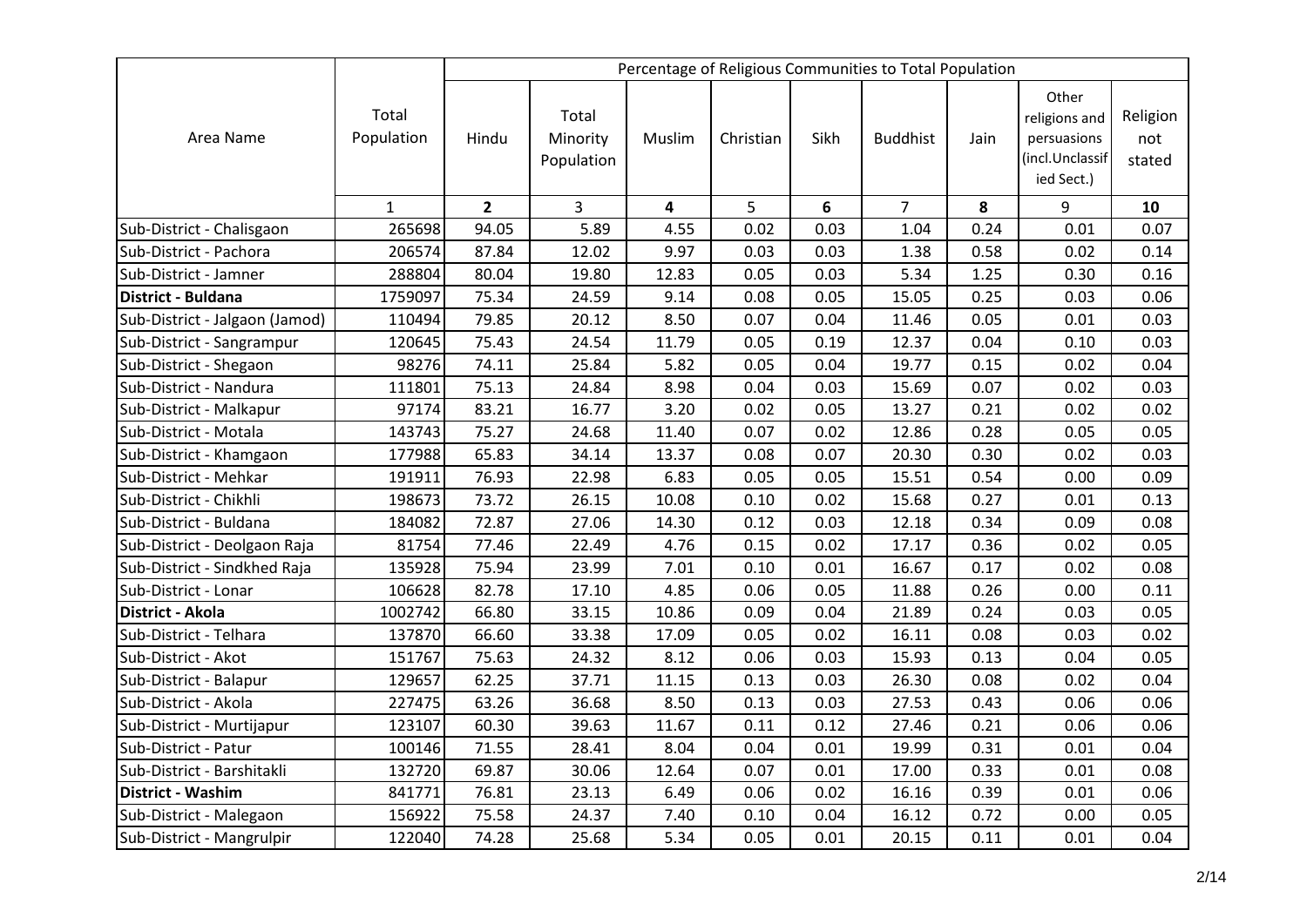| Area Name | Total Population | Percentage of Religious Communities to Total Population | | | | | | | | |
|---|---|---|---|---|---|---|---|---|---|---|
| | | Hindu | Total Minority Population | Muslim | Christian | Sikh | Buddhist | Jain | Other religions and persuasions (incl.Unclassified Sect.) | Religion not stated |
| | 1 | **2** | 3 | **4** | 5 | **6** | 7 | **8** | 9 | **10** |
| Sub-District - Chalisgaon | 265698 | 94.05 | 5.89 | 4.55 | 0.02 | 0.03 | 1.04 | 0.24 | 0.01 | 0.07 |
| Sub-District - Pachora | 206574 | 87.84 | 12.02 | 9.97 | 0.03 | 0.03 | 1.38 | 0.58 | 0.02 | 0.14 |
| Sub-District - Jamner | 288804 | 80.04 | 19.80 | 12.83 | 0.05 | 0.03 | 5.34 | 1.25 | 0.30 | 0.16 |
| **District - Buldana** | 1759097 | 75.34 | 24.59 | 9.14 | 0.08 | 0.05 | 15.05 | 0.25 | 0.03 | 0.06 |
| Sub-District - Jalgaon (Jamod) | 110494 | 79.85 | 20.12 | 8.50 | 0.07 | 0.04 | 11.46 | 0.05 | 0.01 | 0.03 |
| Sub-District - Sangrampur | 120645 | 75.43 | 24.54 | 11.79 | 0.05 | 0.19 | 12.37 | 0.04 | 0.10 | 0.03 |
| Sub-District - Shegaon | 98276 | 74.11 | 25.84 | 5.82 | 0.05 | 0.04 | 19.77 | 0.15 | 0.02 | 0.04 |
| Sub-District - Nandura | 111801 | 75.13 | 24.84 | 8.98 | 0.04 | 0.03 | 15.69 | 0.07 | 0.02 | 0.03 |
| Sub-District - Malkapur | 97174 | 83.21 | 16.77 | 3.20 | 0.02 | 0.05 | 13.27 | 0.21 | 0.02 | 0.02 |
| Sub-District - Motala | 143743 | 75.27 | 24.68 | 11.40 | 0.07 | 0.02 | 12.86 | 0.28 | 0.05 | 0.05 |
| Sub-District - Khamgaon | 177988 | 65.83 | 34.14 | 13.37 | 0.08 | 0.07 | 20.30 | 0.30 | 0.02 | 0.03 |
| Sub-District - Mehkar | 191911 | 76.93 | 22.98 | 6.83 | 0.05 | 0.05 | 15.51 | 0.54 | 0.00 | 0.09 |
| Sub-District - Chikhli | 198673 | 73.72 | 26.15 | 10.08 | 0.10 | 0.02 | 15.68 | 0.27 | 0.01 | 0.13 |
| Sub-District - Buldana | 184082 | 72.87 | 27.06 | 14.30 | 0.12 | 0.03 | 12.18 | 0.34 | 0.09 | 0.08 |
| Sub-District - Deolgaon Raja | 81754 | 77.46 | 22.49 | 4.76 | 0.15 | 0.02 | 17.17 | 0.36 | 0.02 | 0.05 |
| Sub-District - Sindkhed Raja | 135928 | 75.94 | 23.99 | 7.01 | 0.10 | 0.01 | 16.67 | 0.17 | 0.02 | 0.08 |
| Sub-District - Lonar | 106628 | 82.78 | 17.10 | 4.85 | 0.06 | 0.05 | 11.88 | 0.26 | 0.00 | 0.11 |
| **District - Akola** | 1002742 | 66.80 | 33.15 | 10.86 | 0.09 | 0.04 | 21.89 | 0.24 | 0.03 | 0.05 |
| Sub-District - Telhara | 137870 | 66.60 | 33.38 | 17.09 | 0.05 | 0.02 | 16.11 | 0.08 | 0.03 | 0.02 |
| Sub-District - Akot | 151767 | 75.63 | 24.32 | 8.12 | 0.06 | 0.03 | 15.93 | 0.13 | 0.04 | 0.05 |
| Sub-District - Balapur | 129657 | 62.25 | 37.71 | 11.15 | 0.13 | 0.03 | 26.30 | 0.08 | 0.02 | 0.04 |
| Sub-District - Akola | 227475 | 63.26 | 36.68 | 8.50 | 0.13 | 0.03 | 27.53 | 0.43 | 0.06 | 0.06 |
| Sub-District - Murtijapur | 123107 | 60.30 | 39.63 | 11.67 | 0.11 | 0.12 | 27.46 | 0.21 | 0.06 | 0.06 |
| Sub-District - Patur | 100146 | 71.55 | 28.41 | 8.04 | 0.04 | 0.01 | 19.99 | 0.31 | 0.01 | 0.04 |
| Sub-District - Barshitakli | 132720 | 69.87 | 30.06 | 12.64 | 0.07 | 0.01 | 17.00 | 0.33 | 0.01 | 0.08 |
| **District - Washim** | 841771 | 76.81 | 23.13 | 6.49 | 0.06 | 0.02 | 16.16 | 0.39 | 0.01 | 0.06 |
| Sub-District - Malegaon | 156922 | 75.58 | 24.37 | 7.40 | 0.10 | 0.04 | 16.12 | 0.72 | 0.00 | 0.05 |
| Sub-District - Mangrulpir | 122040 | 74.28 | 25.68 | 5.34 | 0.05 | 0.01 | 20.15 | 0.11 | 0.01 | 0.04 |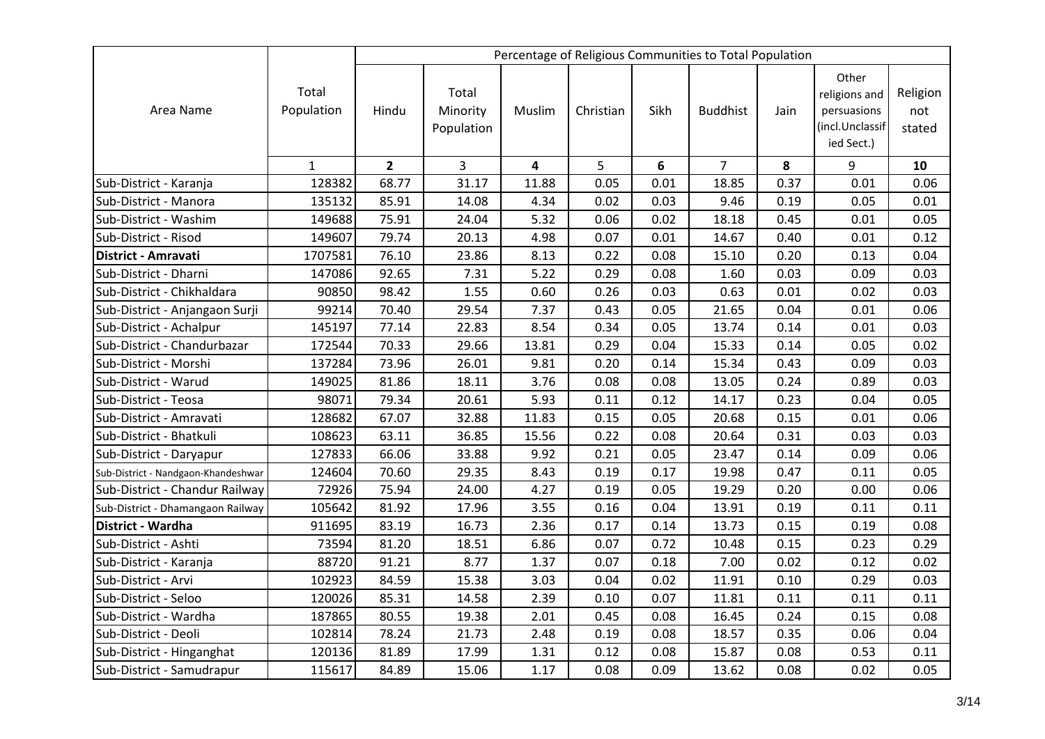| Area Name | Total Population | Percentage of Religious Communities to Total Population | | | | | | | | |
|---|---|---|---|---|---|---|---|---|---|---|
| | | Hindu | Total Minority Population | Muslim | Christian | Sikh | Buddhist | Jain | Other religions and persuasions (incl.Unclassified Sect.) | Religion not stated |
| | 1 | **2** | 3 | **4** | 5 | **6** | 7 | **8** | 9 | **10** |
| Sub-District - Karanja | 128382 | 68.77 | 31.17 | 11.88 | 0.05 | 0.01 | 18.85 | 0.37 | 0.01 | 0.06 |
| Sub-District - Manora | 135132 | 85.91 | 14.08 | 4.34 | 0.02 | 0.03 | 9.46 | 0.19 | 0.05 | 0.01 |
| Sub-District - Washim | 149688 | 75.91 | 24.04 | 5.32 | 0.06 | 0.02 | 18.18 | 0.45 | 0.01 | 0.05 |
| Sub-District - Risod | 149607 | 79.74 | 20.13 | 4.98 | 0.07 | 0.01 | 14.67 | 0.40 | 0.01 | 0.12 |
| **District - Amravati** | 1707581 | 76.10 | 23.86 | 8.13 | 0.22 | 0.08 | 15.10 | 0.20 | 0.13 | 0.04 |
| Sub-District - Dharni | 147086 | 92.65 | 7.31 | 5.22 | 0.29 | 0.08 | 1.60 | 0.03 | 0.09 | 0.03 |
| Sub-District - Chikhaldara | 90850 | 98.42 | 1.55 | 0.60 | 0.26 | 0.03 | 0.63 | 0.01 | 0.02 | 0.03 |
| Sub-District - Anjangaon Surji | 99214 | 70.40 | 29.54 | 7.37 | 0.43 | 0.05 | 21.65 | 0.04 | 0.01 | 0.06 |
| Sub-District - Achalpur | 145197 | 77.14 | 22.83 | 8.54 | 0.34 | 0.05 | 13.74 | 0.14 | 0.01 | 0.03 |
| Sub-District - Chandurbazar | 172544 | 70.33 | 29.66 | 13.81 | 0.29 | 0.04 | 15.33 | 0.14 | 0.05 | 0.02 |
| Sub-District - Morshi | 137284 | 73.96 | 26.01 | 9.81 | 0.20 | 0.14 | 15.34 | 0.43 | 0.09 | 0.03 |
| Sub-District - Warud | 149025 | 81.86 | 18.11 | 3.76 | 0.08 | 0.08 | 13.05 | 0.24 | 0.89 | 0.03 |
| Sub-District - Teosa | 98071 | 79.34 | 20.61 | 5.93 | 0.11 | 0.12 | 14.17 | 0.23 | 0.04 | 0.05 |
| Sub-District - Amravati | 128682 | 67.07 | 32.88 | 11.83 | 0.15 | 0.05 | 20.68 | 0.15 | 0.01 | 0.06 |
| Sub-District - Bhatkuli | 108623 | 63.11 | 36.85 | 15.56 | 0.22 | 0.08 | 20.64 | 0.31 | 0.03 | 0.03 |
| Sub-District - Daryapur | 127833 | 66.06 | 33.88 | 9.92 | 0.21 | 0.05 | 23.47 | 0.14 | 0.09 | 0.06 |
| Sub-District - Nandgaon-Khandeshwar | 124604 | 70.60 | 29.35 | 8.43 | 0.19 | 0.17 | 19.98 | 0.47 | 0.11 | 0.05 |
| Sub-District - Chandur Railway | 72926 | 75.94 | 24.00 | 4.27 | 0.19 | 0.05 | 19.29 | 0.20 | 0.00 | 0.06 |
| Sub-District - Dhamangaon Railway | 105642 | 81.92 | 17.96 | 3.55 | 0.16 | 0.04 | 13.91 | 0.19 | 0.11 | 0.11 |
| **District - Wardha** | 911695 | 83.19 | 16.73 | 2.36 | 0.17 | 0.14 | 13.73 | 0.15 | 0.19 | 0.08 |
| Sub-District - Ashti | 73594 | 81.20 | 18.51 | 6.86 | 0.07 | 0.72 | 10.48 | 0.15 | 0.23 | 0.29 |
| Sub-District - Karanja | 88720 | 91.21 | 8.77 | 1.37 | 0.07 | 0.18 | 7.00 | 0.02 | 0.12 | 0.02 |
| Sub-District - Arvi | 102923 | 84.59 | 15.38 | 3.03 | 0.04 | 0.02 | 11.91 | 0.10 | 0.29 | 0.03 |
| Sub-District - Seloo | 120026 | 85.31 | 14.58 | 2.39 | 0.10 | 0.07 | 11.81 | 0.11 | 0.11 | 0.11 |
| Sub-District - Wardha | 187865 | 80.55 | 19.38 | 2.01 | 0.45 | 0.08 | 16.45 | 0.24 | 0.15 | 0.08 |
| Sub-District - Deoli | 102814 | 78.24 | 21.73 | 2.48 | 0.19 | 0.08 | 18.57 | 0.35 | 0.06 | 0.04 |
| Sub-District - Hinganghat | 120136 | 81.89 | 17.99 | 1.31 | 0.12 | 0.08 | 15.87 | 0.08 | 0.53 | 0.11 |
| Sub-District - Samudrapur | 115617 | 84.89 | 15.06 | 1.17 | 0.08 | 0.09 | 13.62 | 0.08 | 0.02 | 0.05 |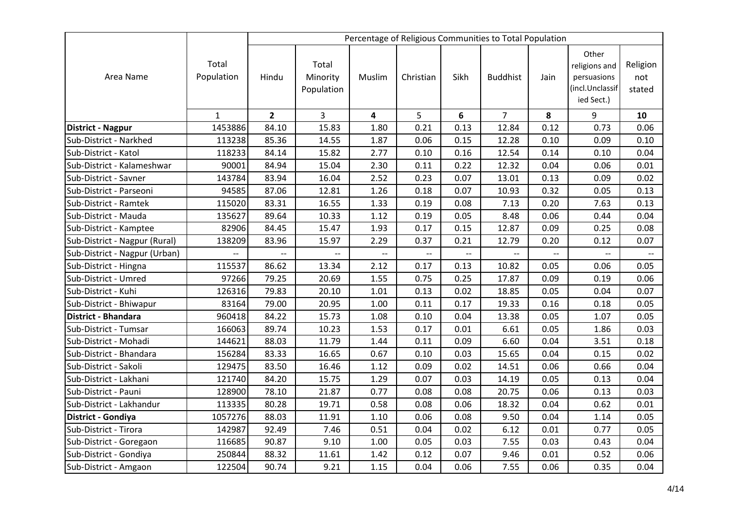| Area Name | Total Population | Percentage of Religious Communities to Total Population | | | | | | | | |
|---|---|---|---|---|---|---|---|---|---|---|
| | | Hindu | Total Minority Population | Muslim | Christian | Sikh | Buddhist | Jain | Other religions and persuasions (incl.Unclassified Sect.) | Religion not stated |
| | 1 | **2** | 3 | **4** | 5 | **6** | 7 | **8** | 9 | **10** |
| **District - Nagpur** | 1453886 | 84.10 | 15.83 | 1.80 | 0.21 | 0.13 | 12.84 | 0.12 | 0.73 | 0.06 |
| Sub-District - Narkhed | 113238 | 85.36 | 14.55 | 1.87 | 0.06 | 0.15 | 12.28 | 0.10 | 0.09 | 0.10 |
| Sub-District - Katol | 118233 | 84.14 | 15.82 | 2.77 | 0.10 | 0.16 | 12.54 | 0.14 | 0.10 | 0.04 |
| Sub-District - Kalameshwar | 90001 | 84.94 | 15.04 | 2.30 | 0.11 | 0.22 | 12.32 | 0.04 | 0.06 | 0.01 |
| Sub-District - Savner | 143784 | 83.94 | 16.04 | 2.52 | 0.23 | 0.07 | 13.01 | 0.13 | 0.09 | 0.02 |
| Sub-District - Parseoni | 94585 | 87.06 | 12.81 | 1.26 | 0.18 | 0.07 | 10.93 | 0.32 | 0.05 | 0.13 |
| Sub-District - Ramtek | 115020 | 83.31 | 16.55 | 1.33 | 0.19 | 0.08 | 7.13 | 0.20 | 7.63 | 0.13 |
| Sub-District - Mauda | 135627 | 89.64 | 10.33 | 1.12 | 0.19 | 0.05 | 8.48 | 0.06 | 0.44 | 0.04 |
| Sub-District - Kamptee | 82906 | 84.45 | 15.47 | 1.93 | 0.17 | 0.15 | 12.87 | 0.09 | 0.25 | 0.08 |
| Sub-District - Nagpur (Rural) | 138209 | 83.96 | 15.97 | 2.29 | 0.37 | 0.21 | 12.79 | 0.20 | 0.12 | 0.07 |
| Sub-District - Nagpur (Urban) | -- | -- | -- | -- | -- | -- | -- | -- | -- | -- |
| Sub-District - Hingna | 115537 | 86.62 | 13.34 | 2.12 | 0.17 | 0.13 | 10.82 | 0.05 | 0.06 | 0.05 |
| Sub-District - Umred | 97266 | 79.25 | 20.69 | 1.55 | 0.75 | 0.25 | 17.87 | 0.09 | 0.19 | 0.06 |
| Sub-District - Kuhi | 126316 | 79.83 | 20.10 | 1.01 | 0.13 | 0.02 | 18.85 | 0.05 | 0.04 | 0.07 |
| Sub-District - Bhiwapur | 83164 | 79.00 | 20.95 | 1.00 | 0.11 | 0.17 | 19.33 | 0.16 | 0.18 | 0.05 |
| **District - Bhandara** | 960418 | 84.22 | 15.73 | 1.08 | 0.10 | 0.04 | 13.38 | 0.05 | 1.07 | 0.05 |
| Sub-District - Tumsar | 166063 | 89.74 | 10.23 | 1.53 | 0.17 | 0.01 | 6.61 | 0.05 | 1.86 | 0.03 |
| Sub-District - Mohadi | 144621 | 88.03 | 11.79 | 1.44 | 0.11 | 0.09 | 6.60 | 0.04 | 3.51 | 0.18 |
| Sub-District - Bhandara | 156284 | 83.33 | 16.65 | 0.67 | 0.10 | 0.03 | 15.65 | 0.04 | 0.15 | 0.02 |
| Sub-District - Sakoli | 129475 | 83.50 | 16.46 | 1.12 | 0.09 | 0.02 | 14.51 | 0.06 | 0.66 | 0.04 |
| Sub-District - Lakhani | 121740 | 84.20 | 15.75 | 1.29 | 0.07 | 0.03 | 14.19 | 0.05 | 0.13 | 0.04 |
| Sub-District - Pauni | 128900 | 78.10 | 21.87 | 0.77 | 0.08 | 0.08 | 20.75 | 0.06 | 0.13 | 0.03 |
| Sub-District - Lakhandur | 113335 | 80.28 | 19.71 | 0.58 | 0.08 | 0.06 | 18.32 | 0.04 | 0.62 | 0.01 |
| **District - Gondiya** | 1057276 | 88.03 | 11.91 | 1.10 | 0.06 | 0.08 | 9.50 | 0.04 | 1.14 | 0.05 |
| Sub-District - Tirora | 142987 | 92.49 | 7.46 | 0.51 | 0.04 | 0.02 | 6.12 | 0.01 | 0.77 | 0.05 |
| Sub-District - Goregaon | 116685 | 90.87 | 9.10 | 1.00 | 0.05 | 0.03 | 7.55 | 0.03 | 0.43 | 0.04 |
| Sub-District - Gondiya | 250844 | 88.32 | 11.61 | 1.42 | 0.12 | 0.07 | 9.46 | 0.01 | 0.52 | 0.06 |
| Sub-District - Amgaon | 122504 | 90.74 | 9.21 | 1.15 | 0.04 | 0.06 | 7.55 | 0.06 | 0.35 | 0.04 |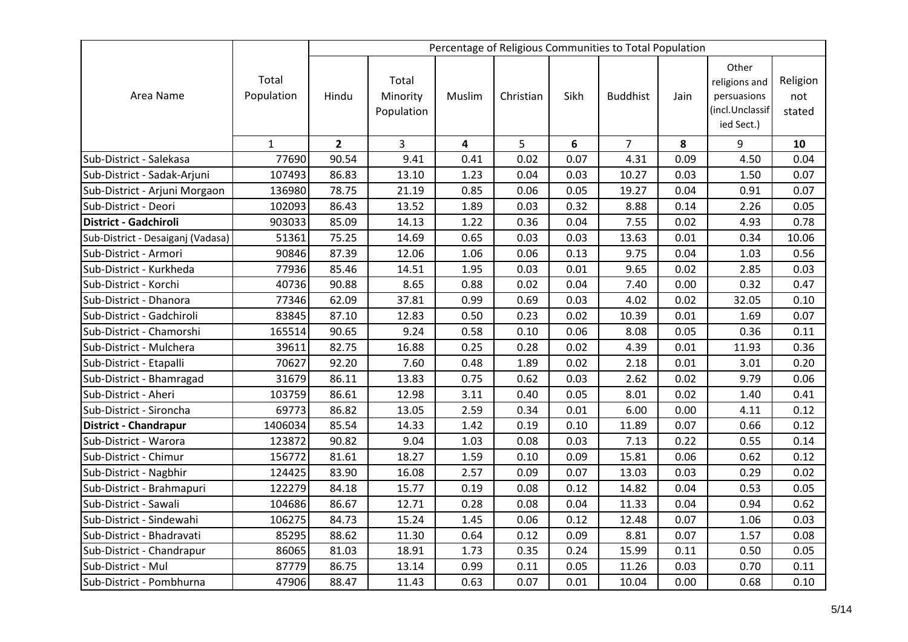| Area Name | Total Population | Percentage of Religious Communities to Total Population | | | | | | | | |
|---|---|---|---|---|---|---|---|---|---|---|
| | | Hindu | Total Minority Population | Muslim | Christian | Sikh | Buddhist | Jain | Other religions and persuasions (incl.Unclassified Sect.) | Religion not stated |
| | 1 | **2** | 3 | **4** | 5 | **6** | 7 | **8** | 9 | **10** |
| Sub-District - Salekasa | 77690 | 90.54 | 9.41 | 0.41 | 0.02 | 0.07 | 4.31 | 0.09 | 4.50 | 0.04 |
| Sub-District - Sadak-Arjuni | 107493 | 86.83 | 13.10 | 1.23 | 0.04 | 0.03 | 10.27 | 0.03 | 1.50 | 0.07 |
| Sub-District - Arjuni Morgaon | 136980 | 78.75 | 21.19 | 0.85 | 0.06 | 0.05 | 19.27 | 0.04 | 0.91 | 0.07 |
| Sub-District - Deori | 102093 | 86.43 | 13.52 | 1.89 | 0.03 | 0.32 | 8.88 | 0.14 | 2.26 | 0.05 |
| **District - Gadchiroli** | 903033 | 85.09 | 14.13 | 1.22 | 0.36 | 0.04 | 7.55 | 0.02 | 4.93 | 0.78 |
| Sub-District - Desaiganj (Vadasa) | 51361 | 75.25 | 14.69 | 0.65 | 0.03 | 0.03 | 13.63 | 0.01 | 0.34 | 10.06 |
| Sub-District - Armori | 90846 | 87.39 | 12.06 | 1.06 | 0.06 | 0.13 | 9.75 | 0.04 | 1.03 | 0.56 |
| Sub-District - Kurkheda | 77936 | 85.46 | 14.51 | 1.95 | 0.03 | 0.01 | 9.65 | 0.02 | 2.85 | 0.03 |
| Sub-District - Korchi | 40736 | 90.88 | 8.65 | 0.88 | 0.02 | 0.04 | 7.40 | 0.00 | 0.32 | 0.47 |
| Sub-District - Dhanora | 77346 | 62.09 | 37.81 | 0.99 | 0.69 | 0.03 | 4.02 | 0.02 | 32.05 | 0.10 |
| Sub-District - Gadchiroli | 83845 | 87.10 | 12.83 | 0.50 | 0.23 | 0.02 | 10.39 | 0.01 | 1.69 | 0.07 |
| Sub-District - Chamorshi | 165514 | 90.65 | 9.24 | 0.58 | 0.10 | 0.06 | 8.08 | 0.05 | 0.36 | 0.11 |
| Sub-District - Mulchera | 39611 | 82.75 | 16.88 | 0.25 | 0.28 | 0.02 | 4.39 | 0.01 | 11.93 | 0.36 |
| Sub-District - Etapalli | 70627 | 92.20 | 7.60 | 0.48 | 1.89 | 0.02 | 2.18 | 0.01 | 3.01 | 0.20 |
| Sub-District - Bhamragad | 31679 | 86.11 | 13.83 | 0.75 | 0.62 | 0.03 | 2.62 | 0.02 | 9.79 | 0.06 |
| Sub-District - Aheri | 103759 | 86.61 | 12.98 | 3.11 | 0.40 | 0.05 | 8.01 | 0.02 | 1.40 | 0.41 |
| Sub-District - Sironcha | 69773 | 86.82 | 13.05 | 2.59 | 0.34 | 0.01 | 6.00 | 0.00 | 4.11 | 0.12 |
| **District - Chandrapur** | 1406034 | 85.54 | 14.33 | 1.42 | 0.19 | 0.10 | 11.89 | 0.07 | 0.66 | 0.12 |
| Sub-District - Warora | 123872 | 90.82 | 9.04 | 1.03 | 0.08 | 0.03 | 7.13 | 0.22 | 0.55 | 0.14 |
| Sub-District - Chimur | 156772 | 81.61 | 18.27 | 1.59 | 0.10 | 0.09 | 15.81 | 0.06 | 0.62 | 0.12 |
| Sub-District - Nagbhir | 124425 | 83.90 | 16.08 | 2.57 | 0.09 | 0.07 | 13.03 | 0.03 | 0.29 | 0.02 |
| Sub-District - Brahmapuri | 122279 | 84.18 | 15.77 | 0.19 | 0.08 | 0.12 | 14.82 | 0.04 | 0.53 | 0.05 |
| Sub-District - Sawali | 104686 | 86.67 | 12.71 | 0.28 | 0.08 | 0.04 | 11.33 | 0.04 | 0.94 | 0.62 |
| Sub-District - Sindewahi | 106275 | 84.73 | 15.24 | 1.45 | 0.06 | 0.12 | 12.48 | 0.07 | 1.06 | 0.03 |
| Sub-District - Bhadravati | 85295 | 88.62 | 11.30 | 0.64 | 0.12 | 0.09 | 8.81 | 0.07 | 1.57 | 0.08 |
| Sub-District - Chandrapur | 86065 | 81.03 | 18.91 | 1.73 | 0.35 | 0.24 | 15.99 | 0.11 | 0.50 | 0.05 |
| Sub-District - Mul | 87779 | 86.75 | 13.14 | 0.99 | 0.11 | 0.05 | 11.26 | 0.03 | 0.70 | 0.11 |
| Sub-District - Pombhurna | 47906 | 88.47 | 11.43 | 0.63 | 0.07 | 0.01 | 10.04 | 0.00 | 0.68 | 0.10 |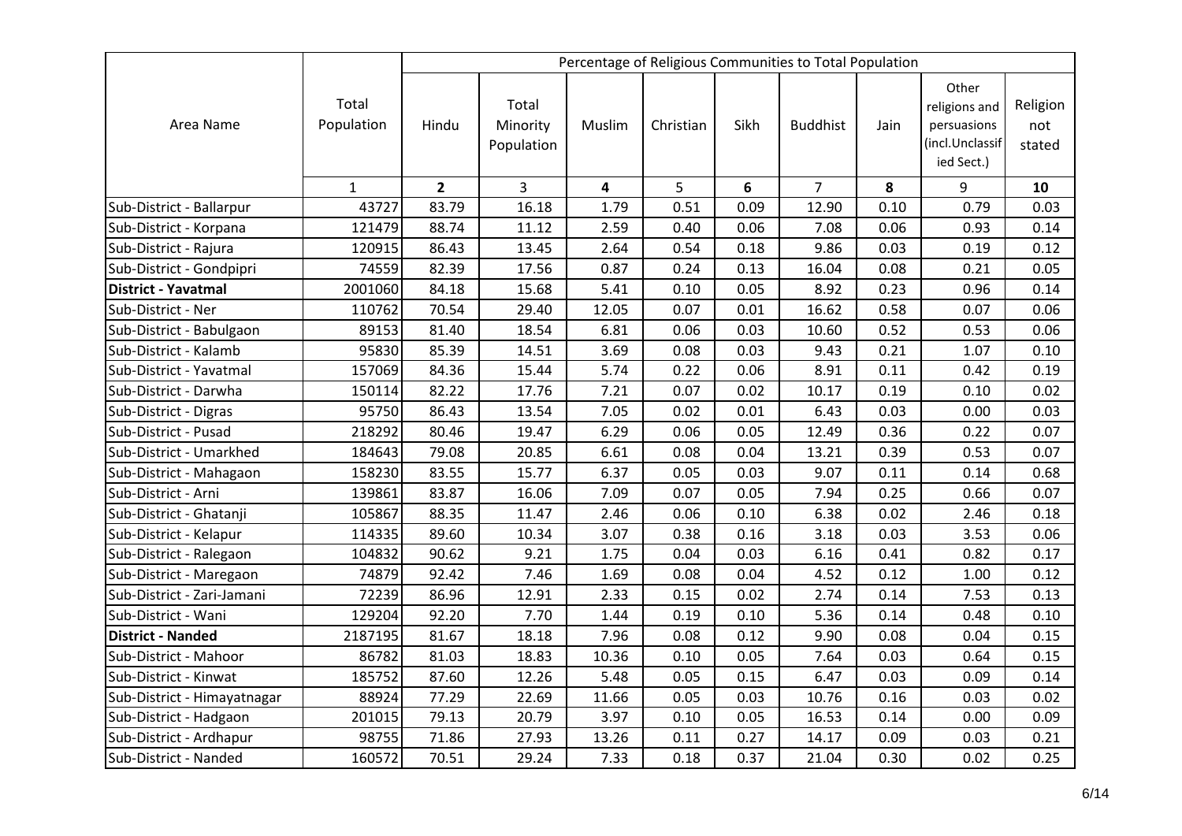| Area Name | Total Population | Percentage of Religious Communities to Total Population | | | | | | | | |
|---|---|---|---|---|---|---|---|---|---|---|
| | | Hindu | Total Minority Population | Muslim | Christian | Sikh | Buddhist | Jain | Other religions and persuasions (incl.Unclassified Sect.) | Religion not stated |
| | 1 | **2** | 3 | **4** | 5 | **6** | 7 | **8** | 9 | **10** |
| Sub-District - Ballarpur | 43727 | 83.79 | 16.18 | 1.79 | 0.51 | 0.09 | 12.90 | 0.10 | 0.79 | 0.03 |
| Sub-District - Korpana | 121479 | 88.74 | 11.12 | 2.59 | 0.40 | 0.06 | 7.08 | 0.06 | 0.93 | 0.14 |
| Sub-District - Rajura | 120915 | 86.43 | 13.45 | 2.64 | 0.54 | 0.18 | 9.86 | 0.03 | 0.19 | 0.12 |
| Sub-District - Gondpipri | 74559 | 82.39 | 17.56 | 0.87 | 0.24 | 0.13 | 16.04 | 0.08 | 0.21 | 0.05 |
| **District - Yavatmal** | 2001060 | 84.18 | 15.68 | 5.41 | 0.10 | 0.05 | 8.92 | 0.23 | 0.96 | 0.14 |
| Sub-District - Ner | 110762 | 70.54 | 29.40 | 12.05 | 0.07 | 0.01 | 16.62 | 0.58 | 0.07 | 0.06 |
| Sub-District - Babulgaon | 89153 | 81.40 | 18.54 | 6.81 | 0.06 | 0.03 | 10.60 | 0.52 | 0.53 | 0.06 |
| Sub-District - Kalamb | 95830 | 85.39 | 14.51 | 3.69 | 0.08 | 0.03 | 9.43 | 0.21 | 1.07 | 0.10 |
| Sub-District - Yavatmal | 157069 | 84.36 | 15.44 | 5.74 | 0.22 | 0.06 | 8.91 | 0.11 | 0.42 | 0.19 |
| Sub-District - Darwha | 150114 | 82.22 | 17.76 | 7.21 | 0.07 | 0.02 | 10.17 | 0.19 | 0.10 | 0.02 |
| Sub-District - Digras | 95750 | 86.43 | 13.54 | 7.05 | 0.02 | 0.01 | 6.43 | 0.03 | 0.00 | 0.03 |
| Sub-District - Pusad | 218292 | 80.46 | 19.47 | 6.29 | 0.06 | 0.05 | 12.49 | 0.36 | 0.22 | 0.07 |
| Sub-District - Umarkhed | 184643 | 79.08 | 20.85 | 6.61 | 0.08 | 0.04 | 13.21 | 0.39 | 0.53 | 0.07 |
| Sub-District - Mahagaon | 158230 | 83.55 | 15.77 | 6.37 | 0.05 | 0.03 | 9.07 | 0.11 | 0.14 | 0.68 |
| Sub-District - Arni | 139861 | 83.87 | 16.06 | 7.09 | 0.07 | 0.05 | 7.94 | 0.25 | 0.66 | 0.07 |
| Sub-District - Ghatanji | 105867 | 88.35 | 11.47 | 2.46 | 0.06 | 0.10 | 6.38 | 0.02 | 2.46 | 0.18 |
| Sub-District - Kelapur | 114335 | 89.60 | 10.34 | 3.07 | 0.38 | 0.16 | 3.18 | 0.03 | 3.53 | 0.06 |
| Sub-District - Ralegaon | 104832 | 90.62 | 9.21 | 1.75 | 0.04 | 0.03 | 6.16 | 0.41 | 0.82 | 0.17 |
| Sub-District - Maregaon | 74879 | 92.42 | 7.46 | 1.69 | 0.08 | 0.04 | 4.52 | 0.12 | 1.00 | 0.12 |
| Sub-District - Zari-Jamani | 72239 | 86.96 | 12.91 | 2.33 | 0.15 | 0.02 | 2.74 | 0.14 | 7.53 | 0.13 |
| Sub-District - Wani | 129204 | 92.20 | 7.70 | 1.44 | 0.19 | 0.10 | 5.36 | 0.14 | 0.48 | 0.10 |
| **District - Nanded** | 2187195 | 81.67 | 18.18 | 7.96 | 0.08 | 0.12 | 9.90 | 0.08 | 0.04 | 0.15 |
| Sub-District - Mahoor | 86782 | 81.03 | 18.83 | 10.36 | 0.10 | 0.05 | 7.64 | 0.03 | 0.64 | 0.15 |
| Sub-District - Kinwat | 185752 | 87.60 | 12.26 | 5.48 | 0.05 | 0.15 | 6.47 | 0.03 | 0.09 | 0.14 |
| Sub-District - Himayatnagar | 88924 | 77.29 | 22.69 | 11.66 | 0.05 | 0.03 | 10.76 | 0.16 | 0.03 | 0.02 |
| Sub-District - Hadgaon | 201015 | 79.13 | 20.79 | 3.97 | 0.10 | 0.05 | 16.53 | 0.14 | 0.00 | 0.09 |
| Sub-District - Ardhapur | 98755 | 71.86 | 27.93 | 13.26 | 0.11 | 0.27 | 14.17 | 0.09 | 0.03 | 0.21 |
| Sub-District - Nanded | 160572 | 70.51 | 29.24 | 7.33 | 0.18 | 0.37 | 21.04 | 0.30 | 0.02 | 0.25 |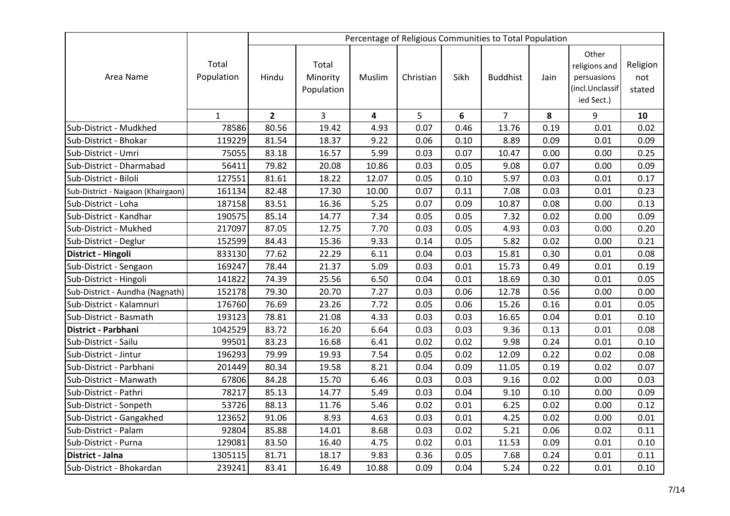| Area Name | Total Population | Percentage of Religious Communities to Total Population | | | | | | | | |
|---|---|---|---|---|---|---|---|---|---|---|
| | | Hindu | Total Minority Population | Muslim | Christian | Sikh | Buddhist | Jain | Other religions and persuasions (incl.Unclassified Sect.) | Religion not stated |
| | 1 | **2** | 3 | **4** | 5 | **6** | 7 | **8** | 9 | **10** |
| Sub-District - Mudkhed | 78586 | 80.56 | 19.42 | 4.93 | 0.07 | 0.46 | 13.76 | 0.19 | 0.01 | 0.02 |
| Sub-District - Bhokar | 119229 | 81.54 | 18.37 | 9.22 | 0.06 | 0.10 | 8.89 | 0.09 | 0.01 | 0.09 |
| Sub-District - Umri | 75055 | 83.18 | 16.57 | 5.99 | 0.03 | 0.07 | 10.47 | 0.00 | 0.00 | 0.25 |
| Sub-District - Dharmabad | 56411 | 79.82 | 20.08 | 10.86 | 0.03 | 0.05 | 9.08 | 0.07 | 0.00 | 0.09 |
| Sub-District - Biloli | 127551 | 81.61 | 18.22 | 12.07 | 0.05 | 0.10 | 5.97 | 0.03 | 0.01 | 0.17 |
| Sub-District - Naigaon (Khairgaon) | 161134 | 82.48 | 17.30 | 10.00 | 0.07 | 0.11 | 7.08 | 0.03 | 0.01 | 0.23 |
| Sub-District - Loha | 187158 | 83.51 | 16.36 | 5.25 | 0.07 | 0.09 | 10.87 | 0.08 | 0.00 | 0.13 |
| Sub-District - Kandhar | 190575 | 85.14 | 14.77 | 7.34 | 0.05 | 0.05 | 7.32 | 0.02 | 0.00 | 0.09 |
| Sub-District - Mukhed | 217097 | 87.05 | 12.75 | 7.70 | 0.03 | 0.05 | 4.93 | 0.03 | 0.00 | 0.20 |
| Sub-District - Deglur | 152599 | 84.43 | 15.36 | 9.33 | 0.14 | 0.05 | 5.82 | 0.02 | 0.00 | 0.21 |
| **District - Hingoli** | 833130 | 77.62 | 22.29 | 6.11 | 0.04 | 0.03 | 15.81 | 0.30 | 0.01 | 0.08 |
| Sub-District - Sengaon | 169247 | 78.44 | 21.37 | 5.09 | 0.03 | 0.01 | 15.73 | 0.49 | 0.01 | 0.19 |
| Sub-District - Hingoli | 141822 | 74.39 | 25.56 | 6.50 | 0.04 | 0.01 | 18.69 | 0.30 | 0.01 | 0.05 |
| Sub-District - Aundha (Nagnath) | 152178 | 79.30 | 20.70 | 7.27 | 0.03 | 0.06 | 12.78 | 0.56 | 0.00 | 0.00 |
| Sub-District - Kalamnuri | 176760 | 76.69 | 23.26 | 7.72 | 0.05 | 0.06 | 15.26 | 0.16 | 0.01 | 0.05 |
| Sub-District - Basmath | 193123 | 78.81 | 21.08 | 4.33 | 0.03 | 0.03 | 16.65 | 0.04 | 0.01 | 0.10 |
| **District - Parbhani** | 1042529 | 83.72 | 16.20 | 6.64 | 0.03 | 0.03 | 9.36 | 0.13 | 0.01 | 0.08 |
| Sub-District - Sailu | 99501 | 83.23 | 16.68 | 6.41 | 0.02 | 0.02 | 9.98 | 0.24 | 0.01 | 0.10 |
| Sub-District - Jintur | 196293 | 79.99 | 19.93 | 7.54 | 0.05 | 0.02 | 12.09 | 0.22 | 0.02 | 0.08 |
| Sub-District - Parbhani | 201449 | 80.34 | 19.58 | 8.21 | 0.04 | 0.09 | 11.05 | 0.19 | 0.02 | 0.07 |
| Sub-District - Manwath | 67806 | 84.28 | 15.70 | 6.46 | 0.03 | 0.03 | 9.16 | 0.02 | 0.00 | 0.03 |
| Sub-District - Pathri | 78217 | 85.13 | 14.77 | 5.49 | 0.03 | 0.04 | 9.10 | 0.10 | 0.00 | 0.09 |
| Sub-District - Sonpeth | 53726 | 88.13 | 11.76 | 5.46 | 0.02 | 0.01 | 6.25 | 0.02 | 0.00 | 0.12 |
| Sub-District - Gangakhed | 123652 | 91.06 | 8.93 | 4.63 | 0.03 | 0.01 | 4.25 | 0.02 | 0.00 | 0.01 |
| Sub-District - Palam | 92804 | 85.88 | 14.01 | 8.68 | 0.03 | 0.02 | 5.21 | 0.06 | 0.02 | 0.11 |
| Sub-District - Purna | 129081 | 83.50 | 16.40 | 4.75 | 0.02 | 0.01 | 11.53 | 0.09 | 0.01 | 0.10 |
| **District - Jalna** | 1305115 | 81.71 | 18.17 | 9.83 | 0.36 | 0.05 | 7.68 | 0.24 | 0.01 | 0.11 |
| Sub-District - Bhokardan | 239241 | 83.41 | 16.49 | 10.88 | 0.09 | 0.04 | 5.24 | 0.22 | 0.01 | 0.10 |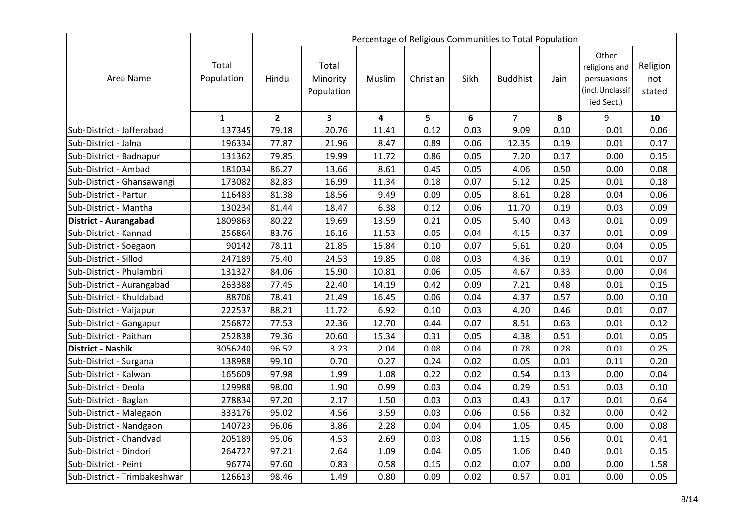| Area Name | Total Population | Percentage of Religious Communities to Total Population | | | | | | | | |
|---|---|---|---|---|---|---|---|---|---|---|
| | | Hindu | Total Minority Population | Muslim | Christian | Sikh | Buddhist | Jain | Other religions and persuasions (incl.Unclassified Sect.) | Religion not stated |
| | 1 | **2** | 3 | **4** | 5 | **6** | 7 | **8** | 9 | **10** |
| Sub-District - Jafferabad | 137345 | 79.18 | 20.76 | 11.41 | 0.12 | 0.03 | 9.09 | 0.10 | 0.01 | 0.06 |
| Sub-District - Jalna | 196334 | 77.87 | 21.96 | 8.47 | 0.89 | 0.06 | 12.35 | 0.19 | 0.01 | 0.17 |
| Sub-District - Badnapur | 131362 | 79.85 | 19.99 | 11.72 | 0.86 | 0.05 | 7.20 | 0.17 | 0.00 | 0.15 |
| Sub-District - Ambad | 181034 | 86.27 | 13.66 | 8.61 | 0.45 | 0.05 | 4.06 | 0.50 | 0.00 | 0.08 |
| Sub-District - Ghansawangi | 173082 | 82.83 | 16.99 | 11.34 | 0.18 | 0.07 | 5.12 | 0.25 | 0.01 | 0.18 |
| Sub-District - Partur | 116483 | 81.38 | 18.56 | 9.49 | 0.09 | 0.05 | 8.61 | 0.28 | 0.04 | 0.06 |
| Sub-District - Mantha | 130234 | 81.44 | 18.47 | 6.38 | 0.12 | 0.06 | 11.70 | 0.19 | 0.03 | 0.09 |
| **District - Aurangabad** | 1809863 | 80.22 | 19.69 | 13.59 | 0.21 | 0.05 | 5.40 | 0.43 | 0.01 | 0.09 |
| Sub-District - Kannad | 256864 | 83.76 | 16.16 | 11.53 | 0.05 | 0.04 | 4.15 | 0.37 | 0.01 | 0.09 |
| Sub-District - Soegaon | 90142 | 78.11 | 21.85 | 15.84 | 0.10 | 0.07 | 5.61 | 0.20 | 0.04 | 0.05 |
| Sub-District - Sillod | 247189 | 75.40 | 24.53 | 19.85 | 0.08 | 0.03 | 4.36 | 0.19 | 0.01 | 0.07 |
| Sub-District - Phulambri | 131327 | 84.06 | 15.90 | 10.81 | 0.06 | 0.05 | 4.67 | 0.33 | 0.00 | 0.04 |
| Sub-District - Aurangabad | 263388 | 77.45 | 22.40 | 14.19 | 0.42 | 0.09 | 7.21 | 0.48 | 0.01 | 0.15 |
| Sub-District - Khuldabad | 88706 | 78.41 | 21.49 | 16.45 | 0.06 | 0.04 | 4.37 | 0.57 | 0.00 | 0.10 |
| Sub-District - Vaijapur | 222537 | 88.21 | 11.72 | 6.92 | 0.10 | 0.03 | 4.20 | 0.46 | 0.01 | 0.07 |
| Sub-District - Gangapur | 256872 | 77.53 | 22.36 | 12.70 | 0.44 | 0.07 | 8.51 | 0.63 | 0.01 | 0.12 |
| Sub-District - Paithan | 252838 | 79.36 | 20.60 | 15.34 | 0.31 | 0.05 | 4.38 | 0.51 | 0.01 | 0.05 |
| **District - Nashik** | 3056240 | 96.52 | 3.23 | 2.04 | 0.08 | 0.04 | 0.78 | 0.28 | 0.01 | 0.25 |
| Sub-District - Surgana | 138988 | 99.10 | 0.70 | 0.27 | 0.24 | 0.02 | 0.05 | 0.01 | 0.11 | 0.20 |
| Sub-District - Kalwan | 165609 | 97.98 | 1.99 | 1.08 | 0.22 | 0.02 | 0.54 | 0.13 | 0.00 | 0.04 |
| Sub-District - Deola | 129988 | 98.00 | 1.90 | 0.99 | 0.03 | 0.04 | 0.29 | 0.51 | 0.03 | 0.10 |
| Sub-District - Baglan | 278834 | 97.20 | 2.17 | 1.50 | 0.03 | 0.03 | 0.43 | 0.17 | 0.01 | 0.64 |
| Sub-District - Malegaon | 333176 | 95.02 | 4.56 | 3.59 | 0.03 | 0.06 | 0.56 | 0.32 | 0.00 | 0.42 |
| Sub-District - Nandgaon | 140723 | 96.06 | 3.86 | 2.28 | 0.04 | 0.04 | 1.05 | 0.45 | 0.00 | 0.08 |
| Sub-District - Chandvad | 205189 | 95.06 | 4.53 | 2.69 | 0.03 | 0.08 | 1.15 | 0.56 | 0.01 | 0.41 |
| Sub-District - Dindori | 264727 | 97.21 | 2.64 | 1.09 | 0.04 | 0.05 | 1.06 | 0.40 | 0.01 | 0.15 |
| Sub-District - Peint | 96774 | 97.60 | 0.83 | 0.58 | 0.15 | 0.02 | 0.07 | 0.00 | 0.00 | 1.58 |
| Sub-District - Trimbakeshwar | 126613 | 98.46 | 1.49 | 0.80 | 0.09 | 0.02 | 0.57 | 0.01 | 0.00 | 0.05 |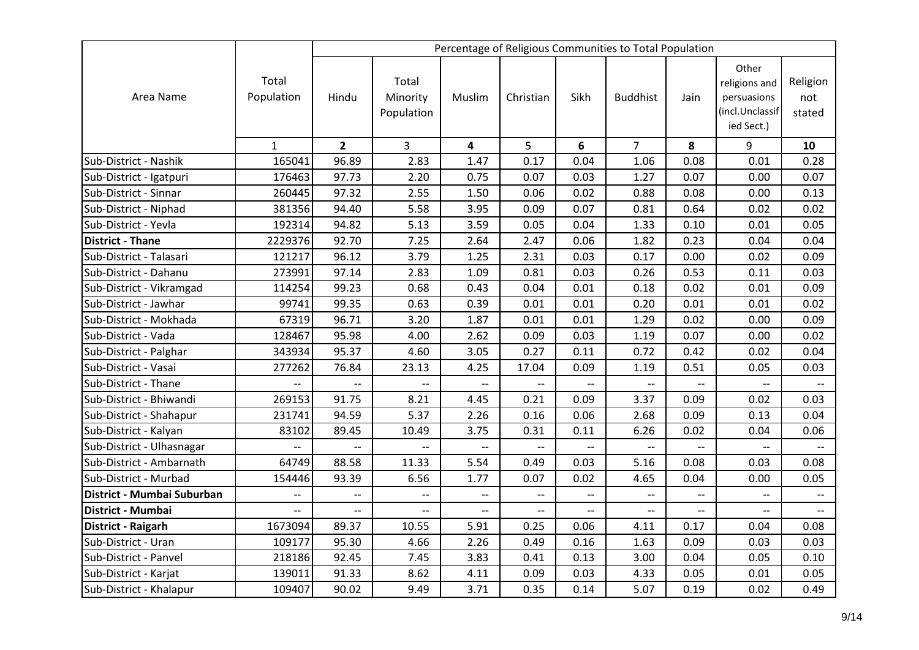| Area Name | Total Population | Percentage of Religious Communities to Total Population | | | | | | | | |
|---|---|---|---|---|---|---|---|---|---|---|
| | | Hindu | Total Minority Population | Muslim | Christian | Sikh | Buddhist | Jain | Other religions and persuasions (incl.Unclassified Sect.) | Religion not stated |
| | 1 | **2** | 3 | **4** | 5 | **6** | 7 | **8** | 9 | **10** |
| Sub-District - Nashik | 165041 | 96.89 | 2.83 | 1.47 | 0.17 | 0.04 | 1.06 | 0.08 | 0.01 | 0.28 |
| Sub-District - Igatpuri | 176463 | 97.73 | 2.20 | 0.75 | 0.07 | 0.03 | 1.27 | 0.07 | 0.00 | 0.07 |
| Sub-District - Sinnar | 260445 | 97.32 | 2.55 | 1.50 | 0.06 | 0.02 | 0.88 | 0.08 | 0.00 | 0.13 |
| Sub-District - Niphad | 381356 | 94.40 | 5.58 | 3.95 | 0.09 | 0.07 | 0.81 | 0.64 | 0.02 | 0.02 |
| Sub-District - Yevla | 192314 | 94.82 | 5.13 | 3.59 | 0.05 | 0.04 | 1.33 | 0.10 | 0.01 | 0.05 |
| **District - Thane** | 2229376 | 92.70 | 7.25 | 2.64 | 2.47 | 0.06 | 1.82 | 0.23 | 0.04 | 0.04 |
| Sub-District - Talasari | 121217 | 96.12 | 3.79 | 1.25 | 2.31 | 0.03 | 0.17 | 0.00 | 0.02 | 0.09 |
| Sub-District - Dahanu | 273991 | 97.14 | 2.83 | 1.09 | 0.81 | 0.03 | 0.26 | 0.53 | 0.11 | 0.03 |
| Sub-District - Vikramgad | 114254 | 99.23 | 0.68 | 0.43 | 0.04 | 0.01 | 0.18 | 0.02 | 0.01 | 0.09 |
| Sub-District - Jawhar | 99741 | 99.35 | 0.63 | 0.39 | 0.01 | 0.01 | 0.20 | 0.01 | 0.01 | 0.02 |
| Sub-District - Mokhada | 67319 | 96.71 | 3.20 | 1.87 | 0.01 | 0.01 | 1.29 | 0.02 | 0.00 | 0.09 |
| Sub-District - Vada | 128467 | 95.98 | 4.00 | 2.62 | 0.09 | 0.03 | 1.19 | 0.07 | 0.00 | 0.02 |
| Sub-District - Palghar | 343934 | 95.37 | 4.60 | 3.05 | 0.27 | 0.11 | 0.72 | 0.42 | 0.02 | 0.04 |
| Sub-District - Vasai | 277262 | 76.84 | 23.13 | 4.25 | 17.04 | 0.09 | 1.19 | 0.51 | 0.05 | 0.03 |
| Sub-District - Thane | -- | -- | -- | -- | -- | -- | -- | -- | -- | -- |
| Sub-District - Bhiwandi | 269153 | 91.75 | 8.21 | 4.45 | 0.21 | 0.09 | 3.37 | 0.09 | 0.02 | 0.03 |
| Sub-District - Shahapur | 231741 | 94.59 | 5.37 | 2.26 | 0.16 | 0.06 | 2.68 | 0.09 | 0.13 | 0.04 |
| Sub-District - Kalyan | 83102 | 89.45 | 10.49 | 3.75 | 0.31 | 0.11 | 6.26 | 0.02 | 0.04 | 0.06 |
| Sub-District - Ulhasnagar | -- | -- | -- | -- | -- | -- | -- | -- | -- | -- |
| Sub-District - Ambarnath | 64749 | 88.58 | 11.33 | 5.54 | 0.49 | 0.03 | 5.16 | 0.08 | 0.03 | 0.08 |
| Sub-District - Murbad | 154446 | 93.39 | 6.56 | 1.77 | 0.07 | 0.02 | 4.65 | 0.04 | 0.00 | 0.05 |
| **District - Mumbai Suburban** | -- | -- | -- | -- | -- | -- | -- | -- | -- | -- |
| **District - Mumbai** | -- | -- | -- | -- | -- | -- | -- | -- | -- | -- |
| **District - Raigarh** | 1673094 | 89.37 | 10.55 | 5.91 | 0.25 | 0.06 | 4.11 | 0.17 | 0.04 | 0.08 |
| Sub-District - Uran | 109177 | 95.30 | 4.66 | 2.26 | 0.49 | 0.16 | 1.63 | 0.09 | 0.03 | 0.03 |
| Sub-District - Panvel | 218186 | 92.45 | 7.45 | 3.83 | 0.41 | 0.13 | 3.00 | 0.04 | 0.05 | 0.10 |
| Sub-District - Karjat | 139011 | 91.33 | 8.62 | 4.11 | 0.09 | 0.03 | 4.33 | 0.05 | 0.01 | 0.05 |
| Sub-District - Khalapur | 109407 | 90.02 | 9.49 | 3.71 | 0.35 | 0.14 | 5.07 | 0.19 | 0.02 | 0.49 |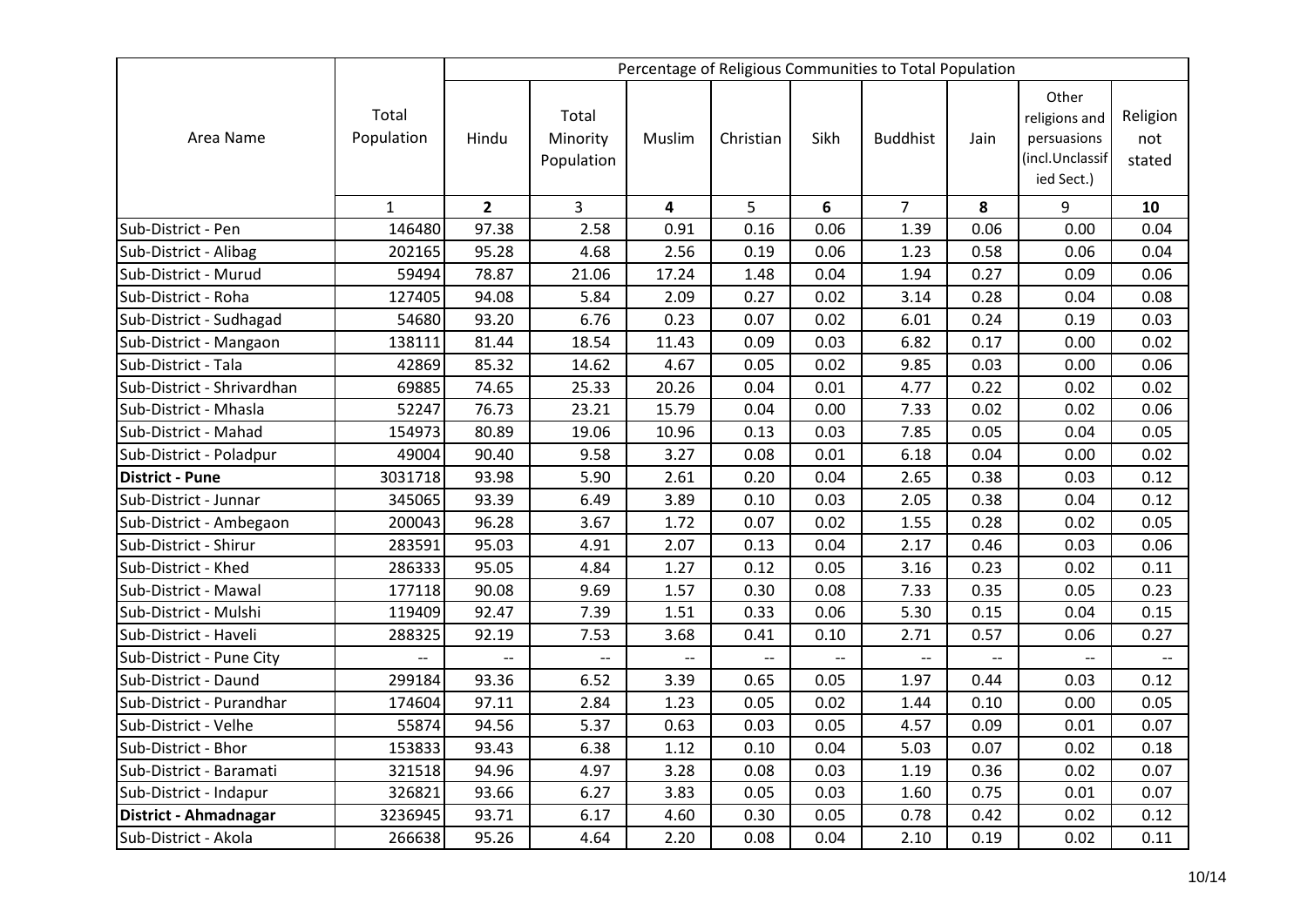| Area Name | Total Population | Percentage of Religious Communities to Total Population | | | | | | | | |
|---|---|---|---|---|---|---|---|---|---|---|
| | | Hindu | Total Minority Population | Muslim | Christian | Sikh | Buddhist | Jain | Other religions and persuasions (incl.Unclassified Sect.) | Religion not stated |
| | 1 | **2** | 3 | **4** | 5 | **6** | 7 | **8** | 9 | **10** |
| Sub-District - Pen | 146480 | 97.38 | 2.58 | 0.91 | 0.16 | 0.06 | 1.39 | 0.06 | 0.00 | 0.04 |
| Sub-District - Alibag | 202165 | 95.28 | 4.68 | 2.56 | 0.19 | 0.06 | 1.23 | 0.58 | 0.06 | 0.04 |
| Sub-District - Murud | 59494 | 78.87 | 21.06 | 17.24 | 1.48 | 0.04 | 1.94 | 0.27 | 0.09 | 0.06 |
| Sub-District - Roha | 127405 | 94.08 | 5.84 | 2.09 | 0.27 | 0.02 | 3.14 | 0.28 | 0.04 | 0.08 |
| Sub-District - Sudhagad | 54680 | 93.20 | 6.76 | 0.23 | 0.07 | 0.02 | 6.01 | 0.24 | 0.19 | 0.03 |
| Sub-District - Mangaon | 138111 | 81.44 | 18.54 | 11.43 | 0.09 | 0.03 | 6.82 | 0.17 | 0.00 | 0.02 |
| Sub-District - Tala | 42869 | 85.32 | 14.62 | 4.67 | 0.05 | 0.02 | 9.85 | 0.03 | 0.00 | 0.06 |
| Sub-District - Shrivardhan | 69885 | 74.65 | 25.33 | 20.26 | 0.04 | 0.01 | 4.77 | 0.22 | 0.02 | 0.02 |
| Sub-District - Mhasla | 52247 | 76.73 | 23.21 | 15.79 | 0.04 | 0.00 | 7.33 | 0.02 | 0.02 | 0.06 |
| Sub-District - Mahad | 154973 | 80.89 | 19.06 | 10.96 | 0.13 | 0.03 | 7.85 | 0.05 | 0.04 | 0.05 |
| Sub-District - Poladpur | 49004 | 90.40 | 9.58 | 3.27 | 0.08 | 0.01 | 6.18 | 0.04 | 0.00 | 0.02 |
| **District - Pune** | 3031718 | 93.98 | 5.90 | 2.61 | 0.20 | 0.04 | 2.65 | 0.38 | 0.03 | 0.12 |
| Sub-District - Junnar | 345065 | 93.39 | 6.49 | 3.89 | 0.10 | 0.03 | 2.05 | 0.38 | 0.04 | 0.12 |
| Sub-District - Ambegaon | 200043 | 96.28 | 3.67 | 1.72 | 0.07 | 0.02 | 1.55 | 0.28 | 0.02 | 0.05 |
| Sub-District - Shirur | 283591 | 95.03 | 4.91 | 2.07 | 0.13 | 0.04 | 2.17 | 0.46 | 0.03 | 0.06 |
| Sub-District - Khed | 286333 | 95.05 | 4.84 | 1.27 | 0.12 | 0.05 | 3.16 | 0.23 | 0.02 | 0.11 |
| Sub-District - Mawal | 177118 | 90.08 | 9.69 | 1.57 | 0.30 | 0.08 | 7.33 | 0.35 | 0.05 | 0.23 |
| Sub-District - Mulshi | 119409 | 92.47 | 7.39 | 1.51 | 0.33 | 0.06 | 5.30 | 0.15 | 0.04 | 0.15 |
| Sub-District - Haveli | 288325 | 92.19 | 7.53 | 3.68 | 0.41 | 0.10 | 2.71 | 0.57 | 0.06 | 0.27 |
| Sub-District - Pune City | -- | -- | -- | -- | -- | -- | -- | -- | -- | -- |
| Sub-District - Daund | 299184 | 93.36 | 6.52 | 3.39 | 0.65 | 0.05 | 1.97 | 0.44 | 0.03 | 0.12 |
| Sub-District - Purandhar | 174604 | 97.11 | 2.84 | 1.23 | 0.05 | 0.02 | 1.44 | 0.10 | 0.00 | 0.05 |
| Sub-District - Velhe | 55874 | 94.56 | 5.37 | 0.63 | 0.03 | 0.05 | 4.57 | 0.09 | 0.01 | 0.07 |
| Sub-District - Bhor | 153833 | 93.43 | 6.38 | 1.12 | 0.10 | 0.04 | 5.03 | 0.07 | 0.02 | 0.18 |
| Sub-District - Baramati | 321518 | 94.96 | 4.97 | 3.28 | 0.08 | 0.03 | 1.19 | 0.36 | 0.02 | 0.07 |
| Sub-District - Indapur | 326821 | 93.66 | 6.27 | 3.83 | 0.05 | 0.03 | 1.60 | 0.75 | 0.01 | 0.07 |
| **District - Ahmadnagar** | 3236945 | 93.71 | 6.17 | 4.60 | 0.30 | 0.05 | 0.78 | 0.42 | 0.02 | 0.12 |
| Sub-District - Akola | 266638 | 95.26 | 4.64 | 2.20 | 0.08 | 0.04 | 2.10 | 0.19 | 0.02 | 0.11 |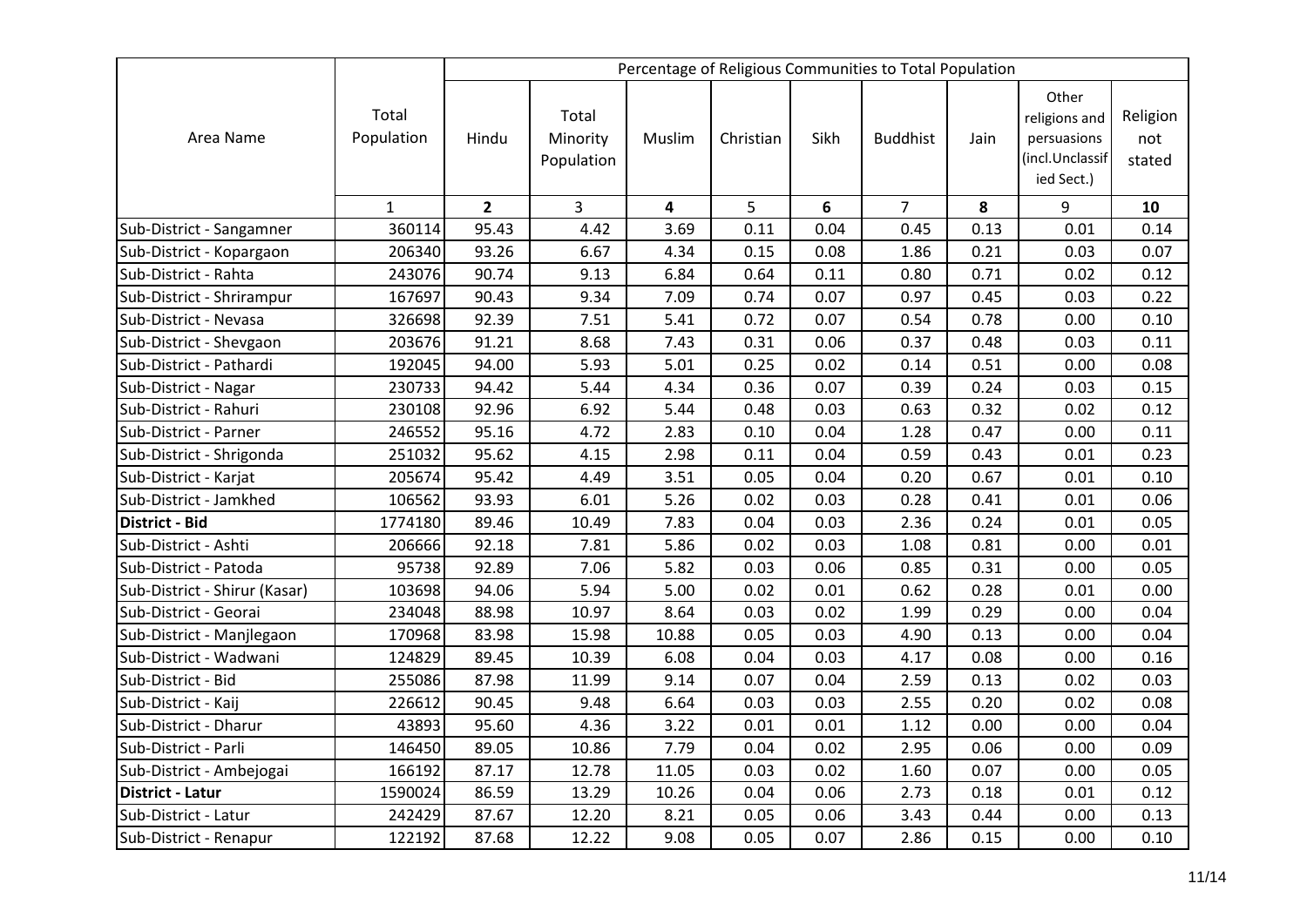| Area Name | Total Population | Percentage of Religious Communities to Total Population | | | | | | | | |
|---|---|---|---|---|---|---|---|---|---|---|
| | | Hindu | Total Minority Population | Muslim | Christian | Sikh | Buddhist | Jain | Other religions and persuasions (incl.Unclassified Sect.) | Religion not stated |
| | 1 | **2** | 3 | **4** | 5 | **6** | 7 | **8** | 9 | **10** |
| Sub-District - Sangamner | 360114 | 95.43 | 4.42 | 3.69 | 0.11 | 0.04 | 0.45 | 0.13 | 0.01 | 0.14 |
| Sub-District - Kopargaon | 206340 | 93.26 | 6.67 | 4.34 | 0.15 | 0.08 | 1.86 | 0.21 | 0.03 | 0.07 |
| Sub-District - Rahta | 243076 | 90.74 | 9.13 | 6.84 | 0.64 | 0.11 | 0.80 | 0.71 | 0.02 | 0.12 |
| Sub-District - Shrirampur | 167697 | 90.43 | 9.34 | 7.09 | 0.74 | 0.07 | 0.97 | 0.45 | 0.03 | 0.22 |
| Sub-District - Nevasa | 326698 | 92.39 | 7.51 | 5.41 | 0.72 | 0.07 | 0.54 | 0.78 | 0.00 | 0.10 |
| Sub-District - Shevgaon | 203676 | 91.21 | 8.68 | 7.43 | 0.31 | 0.06 | 0.37 | 0.48 | 0.03 | 0.11 |
| Sub-District - Pathardi | 192045 | 94.00 | 5.93 | 5.01 | 0.25 | 0.02 | 0.14 | 0.51 | 0.00 | 0.08 |
| Sub-District - Nagar | 230733 | 94.42 | 5.44 | 4.34 | 0.36 | 0.07 | 0.39 | 0.24 | 0.03 | 0.15 |
| Sub-District - Rahuri | 230108 | 92.96 | 6.92 | 5.44 | 0.48 | 0.03 | 0.63 | 0.32 | 0.02 | 0.12 |
| Sub-District - Parner | 246552 | 95.16 | 4.72 | 2.83 | 0.10 | 0.04 | 1.28 | 0.47 | 0.00 | 0.11 |
| Sub-District - Shrigonda | 251032 | 95.62 | 4.15 | 2.98 | 0.11 | 0.04 | 0.59 | 0.43 | 0.01 | 0.23 |
| Sub-District - Karjat | 205674 | 95.42 | 4.49 | 3.51 | 0.05 | 0.04 | 0.20 | 0.67 | 0.01 | 0.10 |
| Sub-District - Jamkhed | 106562 | 93.93 | 6.01 | 5.26 | 0.02 | 0.03 | 0.28 | 0.41 | 0.01 | 0.06 |
| **District - Bid** | 1774180 | 89.46 | 10.49 | 7.83 | 0.04 | 0.03 | 2.36 | 0.24 | 0.01 | 0.05 |
| Sub-District - Ashti | 206666 | 92.18 | 7.81 | 5.86 | 0.02 | 0.03 | 1.08 | 0.81 | 0.00 | 0.01 |
| Sub-District - Patoda | 95738 | 92.89 | 7.06 | 5.82 | 0.03 | 0.06 | 0.85 | 0.31 | 0.00 | 0.05 |
| Sub-District - Shirur (Kasar) | 103698 | 94.06 | 5.94 | 5.00 | 0.02 | 0.01 | 0.62 | 0.28 | 0.01 | 0.00 |
| Sub-District - Georai | 234048 | 88.98 | 10.97 | 8.64 | 0.03 | 0.02 | 1.99 | 0.29 | 0.00 | 0.04 |
| Sub-District - Manjlegaon | 170968 | 83.98 | 15.98 | 10.88 | 0.05 | 0.03 | 4.90 | 0.13 | 0.00 | 0.04 |
| Sub-District - Wadwani | 124829 | 89.45 | 10.39 | 6.08 | 0.04 | 0.03 | 4.17 | 0.08 | 0.00 | 0.16 |
| Sub-District - Bid | 255086 | 87.98 | 11.99 | 9.14 | 0.07 | 0.04 | 2.59 | 0.13 | 0.02 | 0.03 |
| Sub-District - Kaij | 226612 | 90.45 | 9.48 | 6.64 | 0.03 | 0.03 | 2.55 | 0.20 | 0.02 | 0.08 |
| Sub-District - Dharur | 43893 | 95.60 | 4.36 | 3.22 | 0.01 | 0.01 | 1.12 | 0.00 | 0.00 | 0.04 |
| Sub-District - Parli | 146450 | 89.05 | 10.86 | 7.79 | 0.04 | 0.02 | 2.95 | 0.06 | 0.00 | 0.09 |
| Sub-District - Ambejogai | 166192 | 87.17 | 12.78 | 11.05 | 0.03 | 0.02 | 1.60 | 0.07 | 0.00 | 0.05 |
| **District - Latur** | 1590024 | 86.59 | 13.29 | 10.26 | 0.04 | 0.06 | 2.73 | 0.18 | 0.01 | 0.12 |
| Sub-District - Latur | 242429 | 87.67 | 12.20 | 8.21 | 0.05 | 0.06 | 3.43 | 0.44 | 0.00 | 0.13 |
| Sub-District - Renapur | 122192 | 87.68 | 12.22 | 9.08 | 0.05 | 0.07 | 2.86 | 0.15 | 0.00 | 0.10 |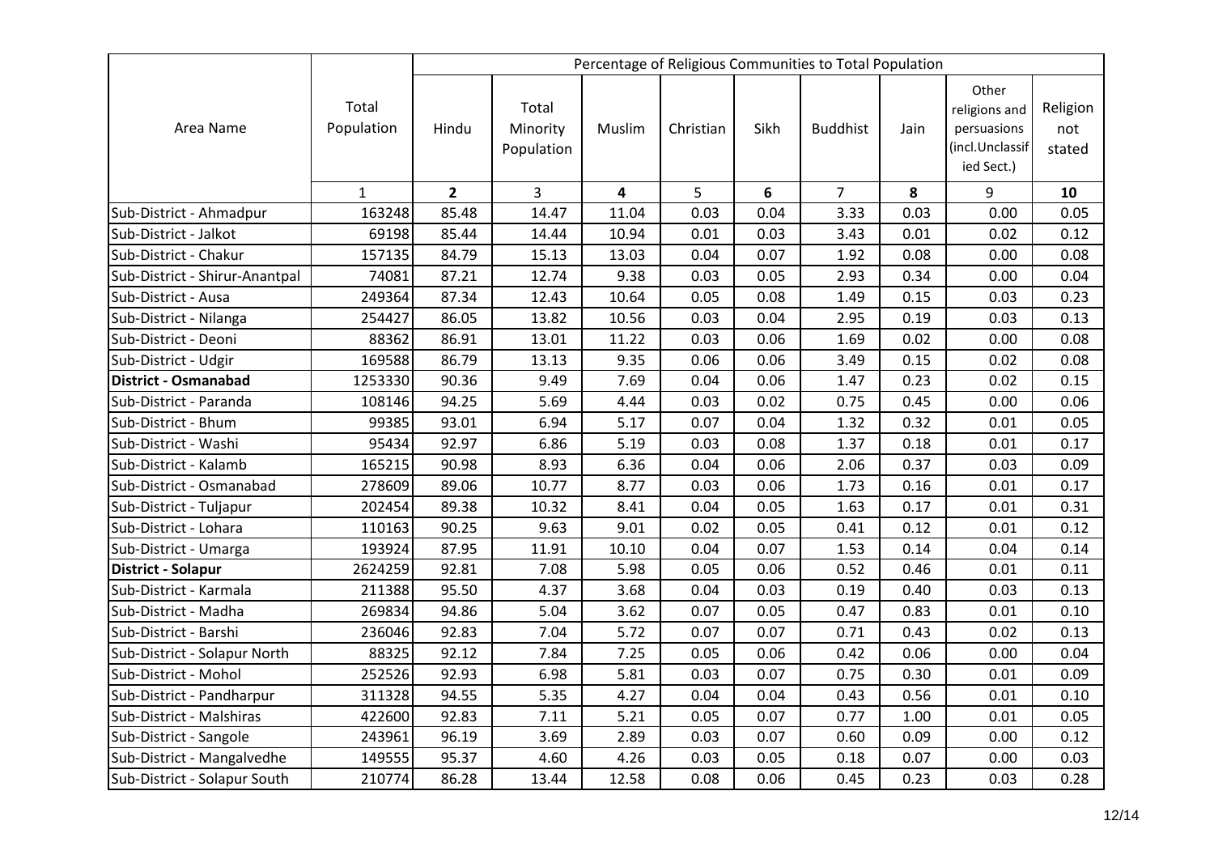| Area Name | Total Population | Percentage of Religious Communities to Total Population | | | | | | | | |
|---|---|---|---|---|---|---|---|---|---|---|
| | | Hindu | Total Minority Population | Muslim | Christian | Sikh | Buddhist | Jain | Other religions and persuasions (incl.Unclassified Sect.) | Religion not stated |
| | 1 | **2** | 3 | **4** | 5 | **6** | 7 | **8** | 9 | **10** |
| Sub-District - Ahmadpur | 163248 | 85.48 | 14.47 | 11.04 | 0.03 | 0.04 | 3.33 | 0.03 | 0.00 | 0.05 |
| Sub-District - Jalkot | 69198 | 85.44 | 14.44 | 10.94 | 0.01 | 0.03 | 3.43 | 0.01 | 0.02 | 0.12 |
| Sub-District - Chakur | 157135 | 84.79 | 15.13 | 13.03 | 0.04 | 0.07 | 1.92 | 0.08 | 0.00 | 0.08 |
| Sub-District - Shirur-Anantpal | 74081 | 87.21 | 12.74 | 9.38 | 0.03 | 0.05 | 2.93 | 0.34 | 0.00 | 0.04 |
| Sub-District - Ausa | 249364 | 87.34 | 12.43 | 10.64 | 0.05 | 0.08 | 1.49 | 0.15 | 0.03 | 0.23 |
| Sub-District - Nilanga | 254427 | 86.05 | 13.82 | 10.56 | 0.03 | 0.04 | 2.95 | 0.19 | 0.03 | 0.13 |
| Sub-District - Deoni | 88362 | 86.91 | 13.01 | 11.22 | 0.03 | 0.06 | 1.69 | 0.02 | 0.00 | 0.08 |
| Sub-District - Udgir | 169588 | 86.79 | 13.13 | 9.35 | 0.06 | 0.06 | 3.49 | 0.15 | 0.02 | 0.08 |
| **District - Osmanabad** | 1253330 | 90.36 | 9.49 | 7.69 | 0.04 | 0.06 | 1.47 | 0.23 | 0.02 | 0.15 |
| Sub-District - Paranda | 108146 | 94.25 | 5.69 | 4.44 | 0.03 | 0.02 | 0.75 | 0.45 | 0.00 | 0.06 |
| Sub-District - Bhum | 99385 | 93.01 | 6.94 | 5.17 | 0.07 | 0.04 | 1.32 | 0.32 | 0.01 | 0.05 |
| Sub-District - Washi | 95434 | 92.97 | 6.86 | 5.19 | 0.03 | 0.08 | 1.37 | 0.18 | 0.01 | 0.17 |
| Sub-District - Kalamb | 165215 | 90.98 | 8.93 | 6.36 | 0.04 | 0.06 | 2.06 | 0.37 | 0.03 | 0.09 |
| Sub-District - Osmanabad | 278609 | 89.06 | 10.77 | 8.77 | 0.03 | 0.06 | 1.73 | 0.16 | 0.01 | 0.17 |
| Sub-District - Tuljapur | 202454 | 89.38 | 10.32 | 8.41 | 0.04 | 0.05 | 1.63 | 0.17 | 0.01 | 0.31 |
| Sub-District - Lohara | 110163 | 90.25 | 9.63 | 9.01 | 0.02 | 0.05 | 0.41 | 0.12 | 0.01 | 0.12 |
| Sub-District - Umarga | 193924 | 87.95 | 11.91 | 10.10 | 0.04 | 0.07 | 1.53 | 0.14 | 0.04 | 0.14 |
| **District - Solapur** | 2624259 | 92.81 | 7.08 | 5.98 | 0.05 | 0.06 | 0.52 | 0.46 | 0.01 | 0.11 |
| Sub-District - Karmala | 211388 | 95.50 | 4.37 | 3.68 | 0.04 | 0.03 | 0.19 | 0.40 | 0.03 | 0.13 |
| Sub-District - Madha | 269834 | 94.86 | 5.04 | 3.62 | 0.07 | 0.05 | 0.47 | 0.83 | 0.01 | 0.10 |
| Sub-District - Barshi | 236046 | 92.83 | 7.04 | 5.72 | 0.07 | 0.07 | 0.71 | 0.43 | 0.02 | 0.13 |
| Sub-District - Solapur North | 88325 | 92.12 | 7.84 | 7.25 | 0.05 | 0.06 | 0.42 | 0.06 | 0.00 | 0.04 |
| Sub-District - Mohol | 252526 | 92.93 | 6.98 | 5.81 | 0.03 | 0.07 | 0.75 | 0.30 | 0.01 | 0.09 |
| Sub-District - Pandharpur | 311328 | 94.55 | 5.35 | 4.27 | 0.04 | 0.04 | 0.43 | 0.56 | 0.01 | 0.10 |
| Sub-District - Malshiras | 422600 | 92.83 | 7.11 | 5.21 | 0.05 | 0.07 | 0.77 | 1.00 | 0.01 | 0.05 |
| Sub-District - Sangole | 243961 | 96.19 | 3.69 | 2.89 | 0.03 | 0.07 | 0.60 | 0.09 | 0.00 | 0.12 |
| Sub-District - Mangalvedhe | 149555 | 95.37 | 4.60 | 4.26 | 0.03 | 0.05 | 0.18 | 0.07 | 0.00 | 0.03 |
| Sub-District - Solapur South | 210774 | 86.28 | 13.44 | 12.58 | 0.08 | 0.06 | 0.45 | 0.23 | 0.03 | 0.28 |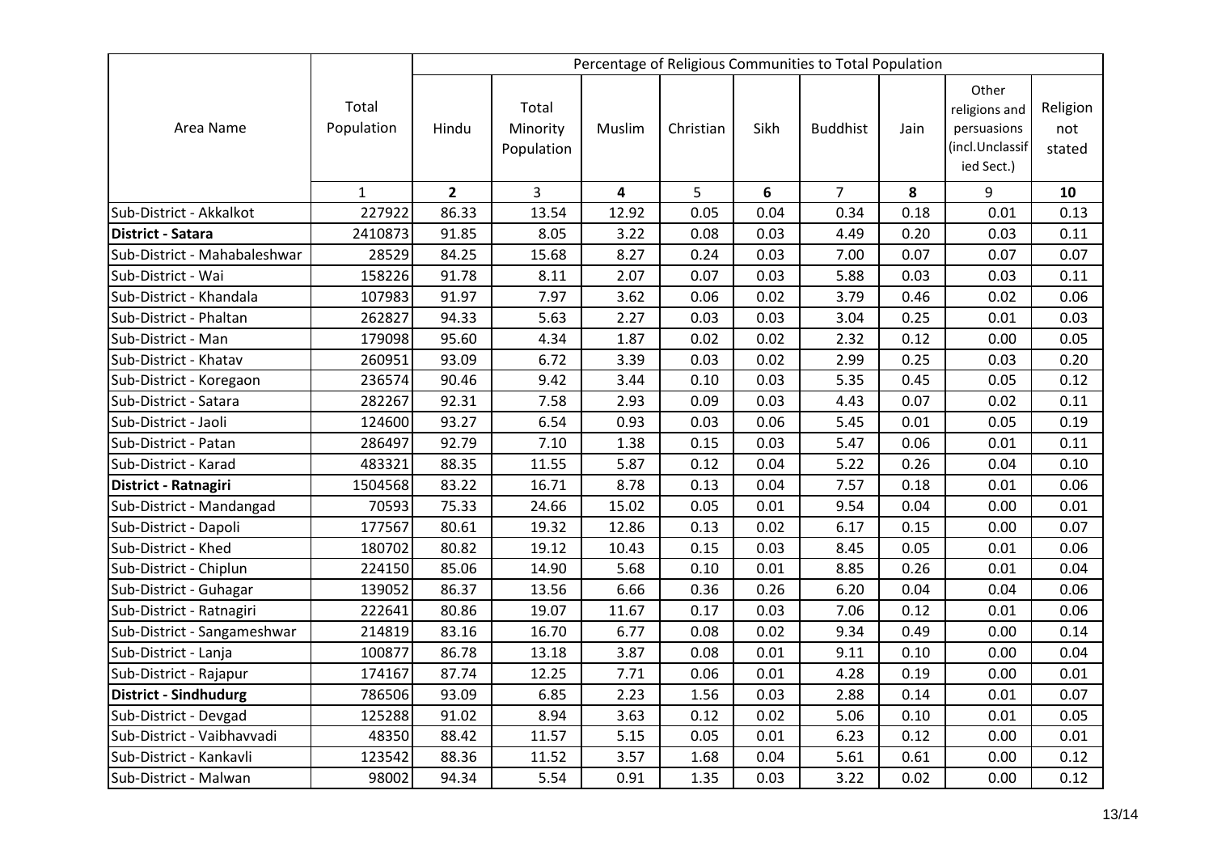| Area Name | Total Population | Percentage of Religious Communities to Total Population | | | | | | | | |
|---|---|---|---|---|---|---|---|---|---|---|
| | | Hindu | Total Minority Population | Muslim | Christian | Sikh | Buddhist | Jain | Other religions and persuasions (incl.Unclassified Sect.) | Religion not stated |
| | 1 | **2** | 3 | **4** | 5 | **6** | 7 | **8** | 9 | **10** |
| Sub-District - Akkalkot | 227922 | 86.33 | 13.54 | 12.92 | 0.05 | 0.04 | 0.34 | 0.18 | 0.01 | 0.13 |
| **District - Satara** | 2410873 | 91.85 | 8.05 | 3.22 | 0.08 | 0.03 | 4.49 | 0.20 | 0.03 | 0.11 |
| Sub-District - Mahabaleshwar | 28529 | 84.25 | 15.68 | 8.27 | 0.24 | 0.03 | 7.00 | 0.07 | 0.07 | 0.07 |
| Sub-District - Wai | 158226 | 91.78 | 8.11 | 2.07 | 0.07 | 0.03 | 5.88 | 0.03 | 0.03 | 0.11 |
| Sub-District - Khandala | 107983 | 91.97 | 7.97 | 3.62 | 0.06 | 0.02 | 3.79 | 0.46 | 0.02 | 0.06 |
| Sub-District - Phaltan | 262827 | 94.33 | 5.63 | 2.27 | 0.03 | 0.03 | 3.04 | 0.25 | 0.01 | 0.03 |
| Sub-District - Man | 179098 | 95.60 | 4.34 | 1.87 | 0.02 | 0.02 | 2.32 | 0.12 | 0.00 | 0.05 |
| Sub-District - Khatav | 260951 | 93.09 | 6.72 | 3.39 | 0.03 | 0.02 | 2.99 | 0.25 | 0.03 | 0.20 |
| Sub-District - Koregaon | 236574 | 90.46 | 9.42 | 3.44 | 0.10 | 0.03 | 5.35 | 0.45 | 0.05 | 0.12 |
| Sub-District - Satara | 282267 | 92.31 | 7.58 | 2.93 | 0.09 | 0.03 | 4.43 | 0.07 | 0.02 | 0.11 |
| Sub-District - Jaoli | 124600 | 93.27 | 6.54 | 0.93 | 0.03 | 0.06 | 5.45 | 0.01 | 0.05 | 0.19 |
| Sub-District - Patan | 286497 | 92.79 | 7.10 | 1.38 | 0.15 | 0.03 | 5.47 | 0.06 | 0.01 | 0.11 |
| Sub-District - Karad | 483321 | 88.35 | 11.55 | 5.87 | 0.12 | 0.04 | 5.22 | 0.26 | 0.04 | 0.10 |
| **District - Ratnagiri** | 1504568 | 83.22 | 16.71 | 8.78 | 0.13 | 0.04 | 7.57 | 0.18 | 0.01 | 0.06 |
| Sub-District - Mandangad | 70593 | 75.33 | 24.66 | 15.02 | 0.05 | 0.01 | 9.54 | 0.04 | 0.00 | 0.01 |
| Sub-District - Dapoli | 177567 | 80.61 | 19.32 | 12.86 | 0.13 | 0.02 | 6.17 | 0.15 | 0.00 | 0.07 |
| Sub-District - Khed | 180702 | 80.82 | 19.12 | 10.43 | 0.15 | 0.03 | 8.45 | 0.05 | 0.01 | 0.06 |
| Sub-District - Chiplun | 224150 | 85.06 | 14.90 | 5.68 | 0.10 | 0.01 | 8.85 | 0.26 | 0.01 | 0.04 |
| Sub-District - Guhagar | 139052 | 86.37 | 13.56 | 6.66 | 0.36 | 0.26 | 6.20 | 0.04 | 0.04 | 0.06 |
| Sub-District - Ratnagiri | 222641 | 80.86 | 19.07 | 11.67 | 0.17 | 0.03 | 7.06 | 0.12 | 0.01 | 0.06 |
| Sub-District - Sangameshwar | 214819 | 83.16 | 16.70 | 6.77 | 0.08 | 0.02 | 9.34 | 0.49 | 0.00 | 0.14 |
| Sub-District - Lanja | 100877 | 86.78 | 13.18 | 3.87 | 0.08 | 0.01 | 9.11 | 0.10 | 0.00 | 0.04 |
| Sub-District - Rajapur | 174167 | 87.74 | 12.25 | 7.71 | 0.06 | 0.01 | 4.28 | 0.19 | 0.00 | 0.01 |
| **District - Sindhudurg** | 786506 | 93.09 | 6.85 | 2.23 | 1.56 | 0.03 | 2.88 | 0.14 | 0.01 | 0.07 |
| Sub-District - Devgad | 125288 | 91.02 | 8.94 | 3.63 | 0.12 | 0.02 | 5.06 | 0.10 | 0.01 | 0.05 |
| Sub-District - Vaibhavvadi | 48350 | 88.42 | 11.57 | 5.15 | 0.05 | 0.01 | 6.23 | 0.12 | 0.00 | 0.01 |
| Sub-District - Kankavli | 123542 | 88.36 | 11.52 | 3.57 | 1.68 | 0.04 | 5.61 | 0.61 | 0.00 | 0.12 |
| Sub-District - Malwan | 98002 | 94.34 | 5.54 | 0.91 | 1.35 | 0.03 | 3.22 | 0.02 | 0.00 | 0.12 |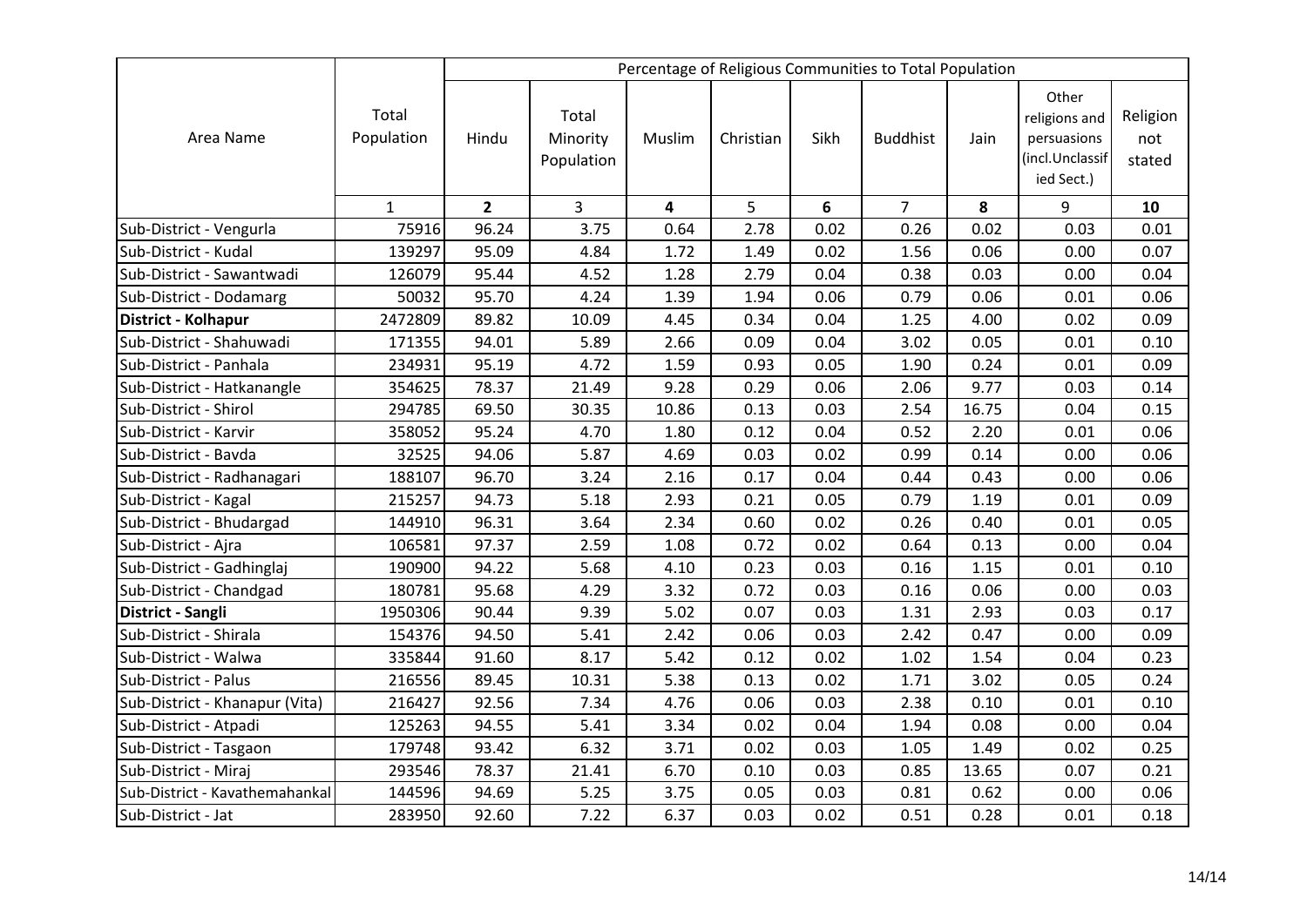| Area Name | Total Population | Percentage of Religious Communities to Total Population | | | | | | | | |
|---|---|---|---|---|---|---|---|---|---|---|
| | | Hindu | Total Minority Population | Muslim | Christian | Sikh | Buddhist | Jain | Other religions and persuasions (incl.Unclassified Sect.) | Religion not stated |
| | 1 | **2** | 3 | **4** | 5 | **6** | 7 | **8** | 9 | **10** |
| Sub-District - Vengurla | 75916 | 96.24 | 3.75 | 0.64 | 2.78 | 0.02 | 0.26 | 0.02 | 0.03 | 0.01 |
| Sub-District - Kudal | 139297 | 95.09 | 4.84 | 1.72 | 1.49 | 0.02 | 1.56 | 0.06 | 0.00 | 0.07 |
| Sub-District - Sawantwadi | 126079 | 95.44 | 4.52 | 1.28 | 2.79 | 0.04 | 0.38 | 0.03 | 0.00 | 0.04 |
| Sub-District - Dodamarg | 50032 | 95.70 | 4.24 | 1.39 | 1.94 | 0.06 | 0.79 | 0.06 | 0.01 | 0.06 |
| **District - Kolhapur** | 2472809 | 89.82 | 10.09 | 4.45 | 0.34 | 0.04 | 1.25 | 4.00 | 0.02 | 0.09 |
| Sub-District - Shahuwadi | 171355 | 94.01 | 5.89 | 2.66 | 0.09 | 0.04 | 3.02 | 0.05 | 0.01 | 0.10 |
| Sub-District - Panhala | 234931 | 95.19 | 4.72 | 1.59 | 0.93 | 0.05 | 1.90 | 0.24 | 0.01 | 0.09 |
| Sub-District - Hatkanangle | 354625 | 78.37 | 21.49 | 9.28 | 0.29 | 0.06 | 2.06 | 9.77 | 0.03 | 0.14 |
| Sub-District - Shirol | 294785 | 69.50 | 30.35 | 10.86 | 0.13 | 0.03 | 2.54 | 16.75 | 0.04 | 0.15 |
| Sub-District - Karvir | 358052 | 95.24 | 4.70 | 1.80 | 0.12 | 0.04 | 0.52 | 2.20 | 0.01 | 0.06 |
| Sub-District - Bavda | 32525 | 94.06 | 5.87 | 4.69 | 0.03 | 0.02 | 0.99 | 0.14 | 0.00 | 0.06 |
| Sub-District - Radhanagari | 188107 | 96.70 | 3.24 | 2.16 | 0.17 | 0.04 | 0.44 | 0.43 | 0.00 | 0.06 |
| Sub-District - Kagal | 215257 | 94.73 | 5.18 | 2.93 | 0.21 | 0.05 | 0.79 | 1.19 | 0.01 | 0.09 |
| Sub-District - Bhudargad | 144910 | 96.31 | 3.64 | 2.34 | 0.60 | 0.02 | 0.26 | 0.40 | 0.01 | 0.05 |
| Sub-District - Ajra | 106581 | 97.37 | 2.59 | 1.08 | 0.72 | 0.02 | 0.64 | 0.13 | 0.00 | 0.04 |
| Sub-District - Gadhinglaj | 190900 | 94.22 | 5.68 | 4.10 | 0.23 | 0.03 | 0.16 | 1.15 | 0.01 | 0.10 |
| Sub-District - Chandgad | 180781 | 95.68 | 4.29 | 3.32 | 0.72 | 0.03 | 0.16 | 0.06 | 0.00 | 0.03 |
| **District - Sangli** | 1950306 | 90.44 | 9.39 | 5.02 | 0.07 | 0.03 | 1.31 | 2.93 | 0.03 | 0.17 |
| Sub-District - Shirala | 154376 | 94.50 | 5.41 | 2.42 | 0.06 | 0.03 | 2.42 | 0.47 | 0.00 | 0.09 |
| Sub-District - Walwa | 335844 | 91.60 | 8.17 | 5.42 | 0.12 | 0.02 | 1.02 | 1.54 | 0.04 | 0.23 |
| Sub-District - Palus | 216556 | 89.45 | 10.31 | 5.38 | 0.13 | 0.02 | 1.71 | 3.02 | 0.05 | 0.24 |
| Sub-District - Khanapur (Vita) | 216427 | 92.56 | 7.34 | 4.76 | 0.06 | 0.03 | 2.38 | 0.10 | 0.01 | 0.10 |
| Sub-District - Atpadi | 125263 | 94.55 | 5.41 | 3.34 | 0.02 | 0.04 | 1.94 | 0.08 | 0.00 | 0.04 |
| Sub-District - Tasgaon | 179748 | 93.42 | 6.32 | 3.71 | 0.02 | 0.03 | 1.05 | 1.49 | 0.02 | 0.25 |
| Sub-District - Miraj | 293546 | 78.37 | 21.41 | 6.70 | 0.10 | 0.03 | 0.85 | 13.65 | 0.07 | 0.21 |
| Sub-District - Kavathemahankal | 144596 | 94.69 | 5.25 | 3.75 | 0.05 | 0.03 | 0.81 | 0.62 | 0.00 | 0.06 |
| Sub-District - Jat | 283950 | 92.60 | 7.22 | 6.37 | 0.03 | 0.02 | 0.51 | 0.28 | 0.01 | 0.18 |